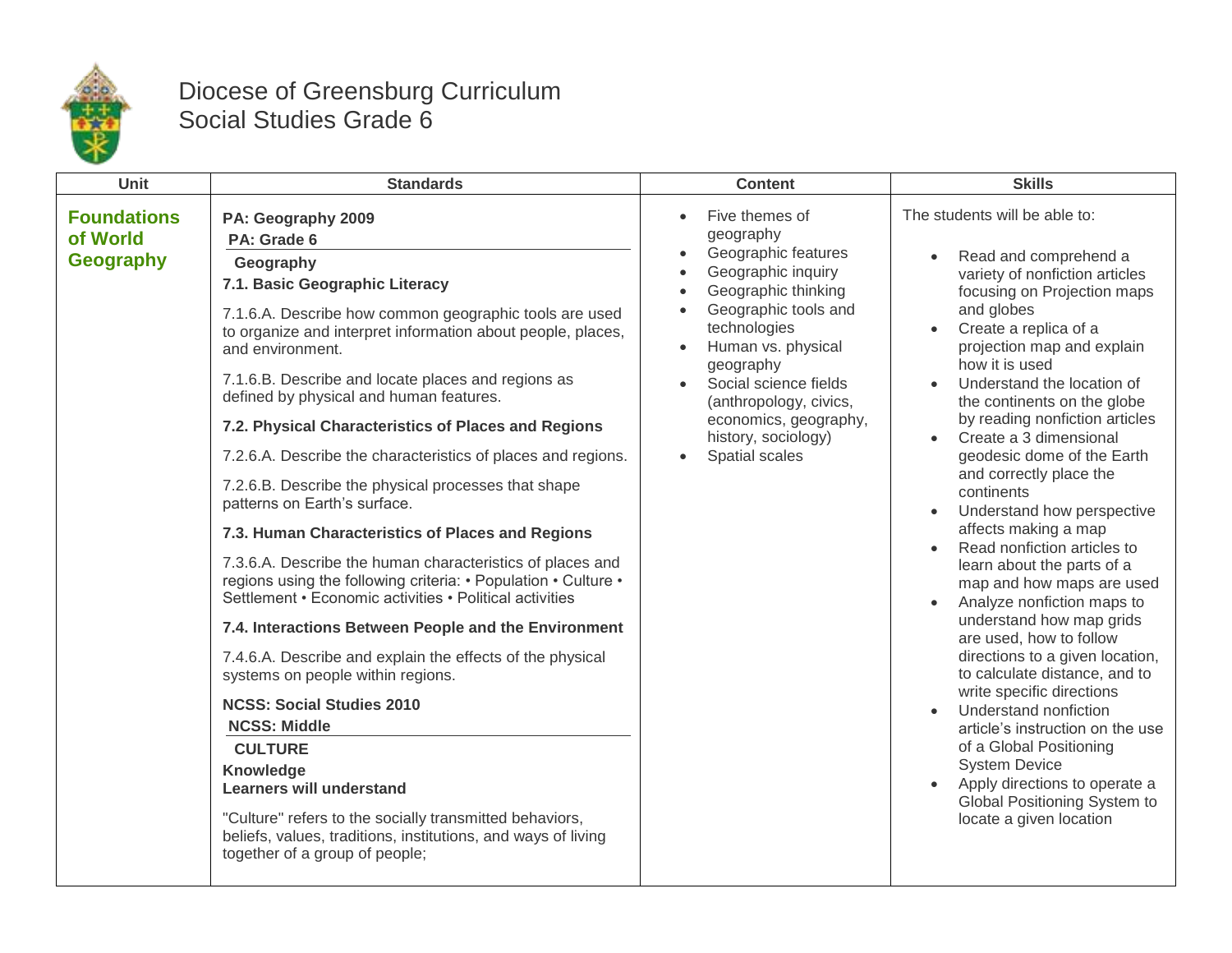# Diocese of Greensburg Curriculum
## Social Studies Grade 6

| Unit | Standards | Content | Skills |
|---|---|---|---|
| **Foundations of World Geography** | **PA: Geography 2009**<br>**PA: Grade 6**<br>**Geography**<br>**7.1. Basic Geographic Literacy**<br>7.1.6.A. Describe how common geographic tools are used to organize and interpret information about people, places, and environment.<br>7.1.6.B. Describe and locate places and regions as defined by physical and human features.<br>**7.2. Physical Characteristics of Places and Regions**<br>7.2.6.A. Describe the characteristics of places and regions.<br>7.2.6.B. Describe the physical processes that shape patterns on Earth's surface.<br>**7.3. Human Characteristics of Places and Regions**<br>7.3.6.A. Describe the human characteristics of places and regions using the following criteria: • Population • Culture • Settlement • Economic activities • Political activities<br>**7.4. Interactions Between People and the Environment**<br>7.4.6.A. Describe and explain the effects of the physical systems on people within regions.<br>**NCSS: Social Studies 2010**<br>**NCSS: Middle**<br>**CULTURE**<br>**Knowledge**<br>**Learners will understand**<br>"Culture" refers to the socially transmitted behaviors, beliefs, values, traditions, institutions, and ways of living together of a group of people; | • Five themes of geography<br>• Geographic features<br>• Geographic inquiry<br>• Geographic thinking<br>• Geographic tools and technologies<br>• Human vs. physical geography<br>• Social science fields (anthropology, civics, economics, geography, history, sociology)<br>• Spatial scales | The students will be able to:<br>• Read and comprehend a variety of nonfiction articles focusing on Projection maps and globes<br>• Create a replica of a projection map and explain how it is used<br>• Understand the location of the continents on the globe by reading nonfiction articles<br>• Create a 3 dimensional geodesic dome of the Earth and correctly place the continents<br>• Understand how perspective affects making a map<br>• Read nonfiction articles to learn about the parts of a map and how maps are used<br>• Analyze nonfiction maps to understand how map grids are used, how to follow directions to a given location, to calculate distance, and to write specific directions<br>• Understand nonfiction article's instruction on the use of a Global Positioning System Device<br>• Apply directions to operate a Global Positioning System to locate a given location |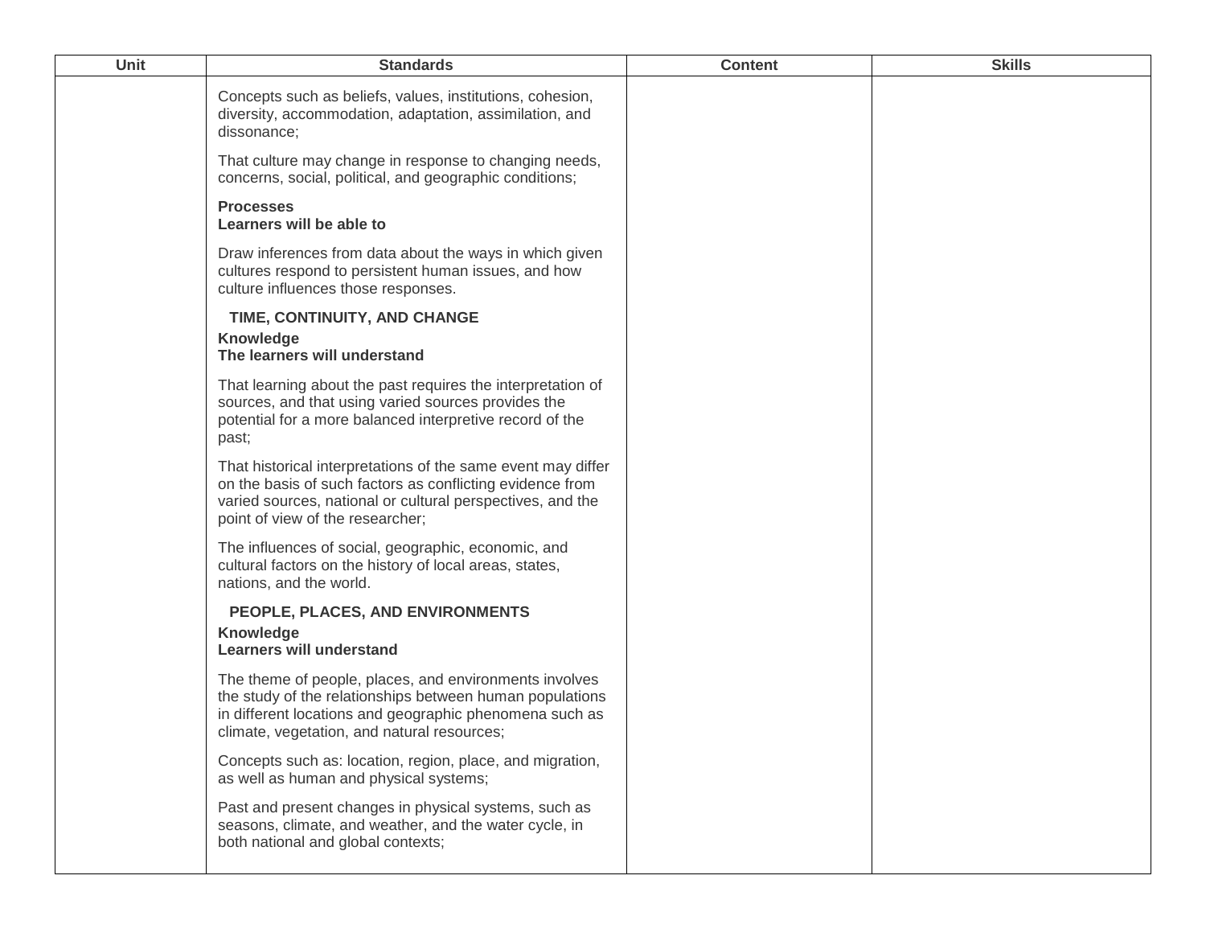| Unit | Standards | Content | Skills |
|---|---|---|---|
| | Concepts such as beliefs, values, institutions, cohesion, diversity, accommodation, adaptation, assimilation, and dissonance;<br><br>That culture may change in response to changing needs, concerns, social, political, and geographic conditions;<br><br>**Processes**<br>**Learners will be able to**<br><br>Draw inferences from data about the ways in which given cultures respond to persistent human issues, and how culture influences those responses.<br><br>**TIME, CONTINUITY, AND CHANGE**<br>**Knowledge**<br>**The learners will understand**<br><br>That learning about the past requires the interpretation of sources, and that using varied sources provides the potential for a more balanced interpretive record of the past;<br><br>That historical interpretations of the same event may differ on the basis of such factors as conflicting evidence from varied sources, national or cultural perspectives, and the point of view of the researcher;<br><br>The influences of social, geographic, economic, and cultural factors on the history of local areas, states, nations, and the world.<br><br>**PEOPLE, PLACES, AND ENVIRONMENTS**<br>**Knowledge**<br>**Learners will understand**<br><br>The theme of people, places, and environments involves the study of the relationships between human populations in different locations and geographic phenomena such as climate, vegetation, and natural resources;<br><br>Concepts such as: location, region, place, and migration, as well as human and physical systems;<br><br>Past and present changes in physical systems, such as seasons, climate, and weather, and the water cycle, in both national and global contexts; | | |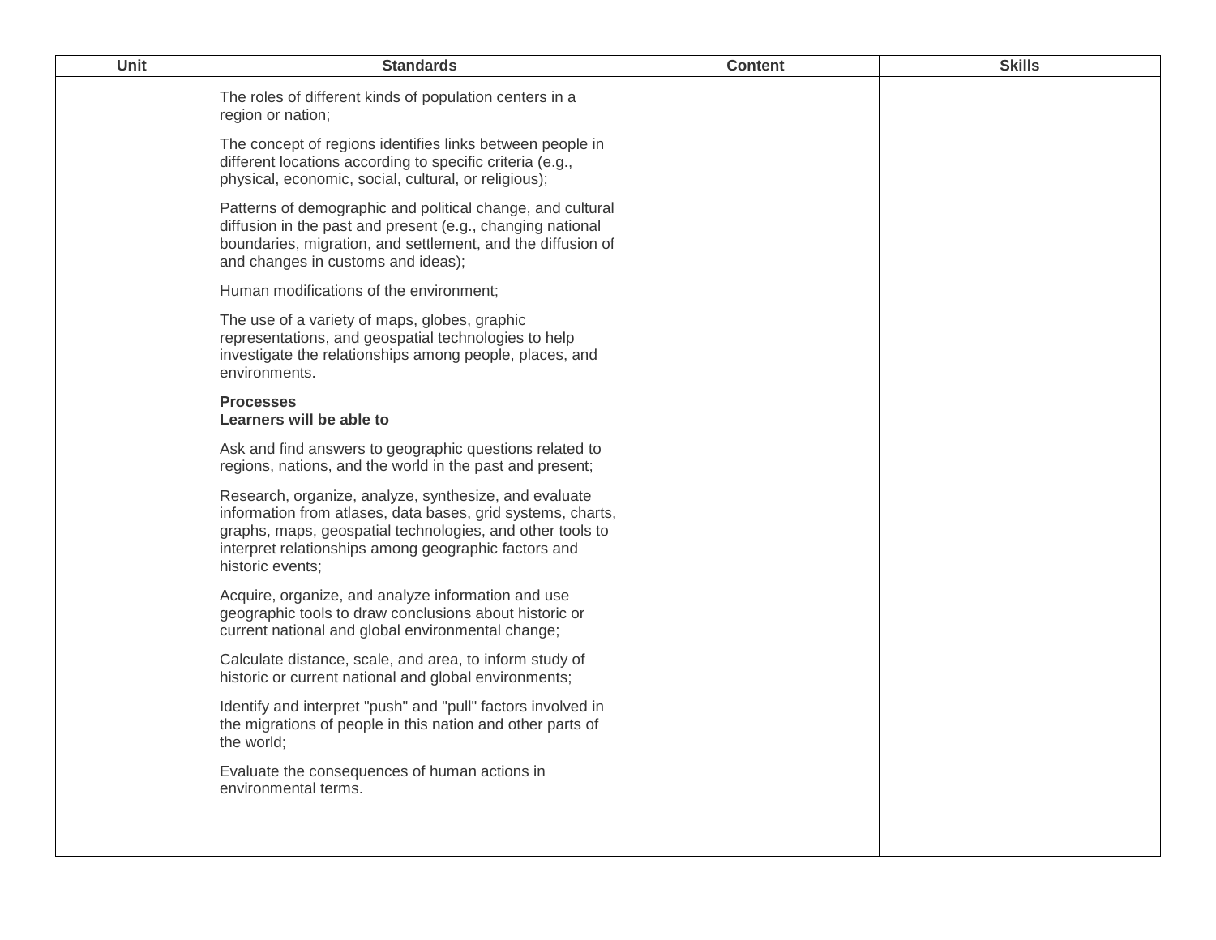| Unit | Standards | Content | Skills |
| --- | --- | --- | --- |
| | The roles of different kinds of population centers in a region or nation;<br><br>The concept of regions identifies links between people in different locations according to specific criteria (e.g., physical, economic, social, cultural, or religious);<br><br>Patterns of demographic and political change, and cultural diffusion in the past and present (e.g., changing national boundaries, migration, and settlement, and the diffusion of and changes in customs and ideas);<br><br>Human modifications of the environment;<br><br>The use of a variety of maps, globes, graphic representations, and geospatial technologies to help investigate the relationships among people, places, and environments.<br><br>**Processes**<br>**Learners will be able to**<br><br>Ask and find answers to geographic questions related to regions, nations, and the world in the past and present;<br><br>Research, organize, analyze, synthesize, and evaluate information from atlases, data bases, grid systems, charts, graphs, maps, geospatial technologies, and other tools to interpret relationships among geographic factors and historic events;<br><br>Acquire, organize, and analyze information and use geographic tools to draw conclusions about historic or current national and global environmental change;<br><br>Calculate distance, scale, and area, to inform study of historic or current national and global environments;<br><br>Identify and interpret "push" and "pull" factors involved in the migrations of people in this nation and other parts of the world;<br><br>Evaluate the consequences of human actions in environmental terms. | | |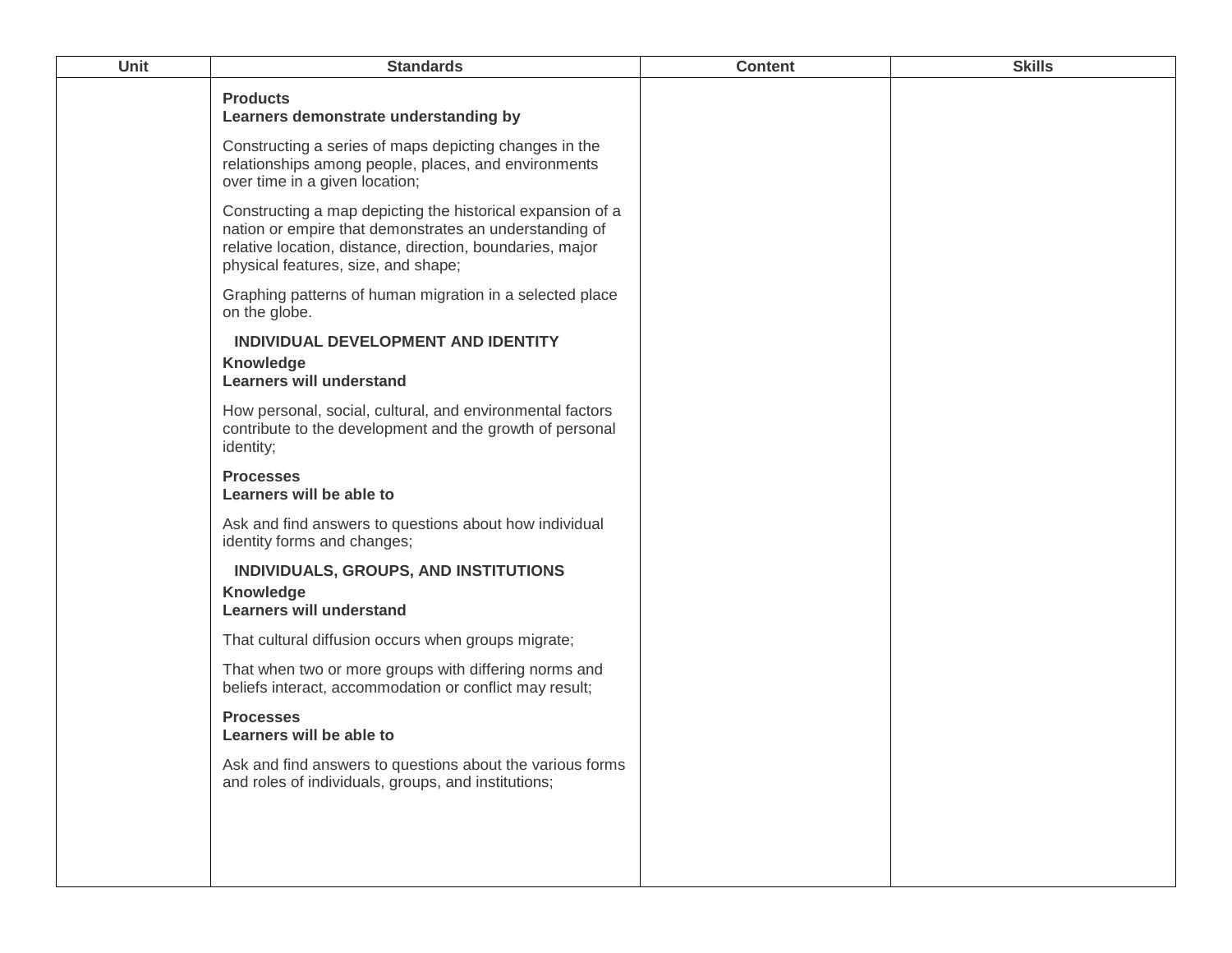| Unit | Standards | Content | Skills |
| --- | --- | --- | --- |
| | **Products**<br>**Learners demonstrate understanding by**<br><br>Constructing a series of maps depicting changes in the relationships among people, places, and environments over time in a given location;<br><br>Constructing a map depicting the historical expansion of a nation or empire that demonstrates an understanding of relative location, distance, direction, boundaries, major physical features, size, and shape;<br><br>Graphing patterns of human migration in a selected place on the globe.<br><br>**INDIVIDUAL DEVELOPMENT AND IDENTITY**<br>**Knowledge**<br>**Learners will understand**<br><br>How personal, social, cultural, and environmental factors contribute to the development and the growth of personal identity;<br><br>**Processes**<br>**Learners will be able to**<br><br>Ask and find answers to questions about how individual identity forms and changes;<br><br>**INDIVIDUALS, GROUPS, AND INSTITUTIONS**<br>**Knowledge**<br>**Learners will understand**<br><br>That cultural diffusion occurs when groups migrate;<br><br>That when two or more groups with differing norms and beliefs interact, accommodation or conflict may result;<br><br>**Processes**<br>**Learners will be able to**<br><br>Ask and find answers to questions about the various forms and roles of individuals, groups, and institutions; | | |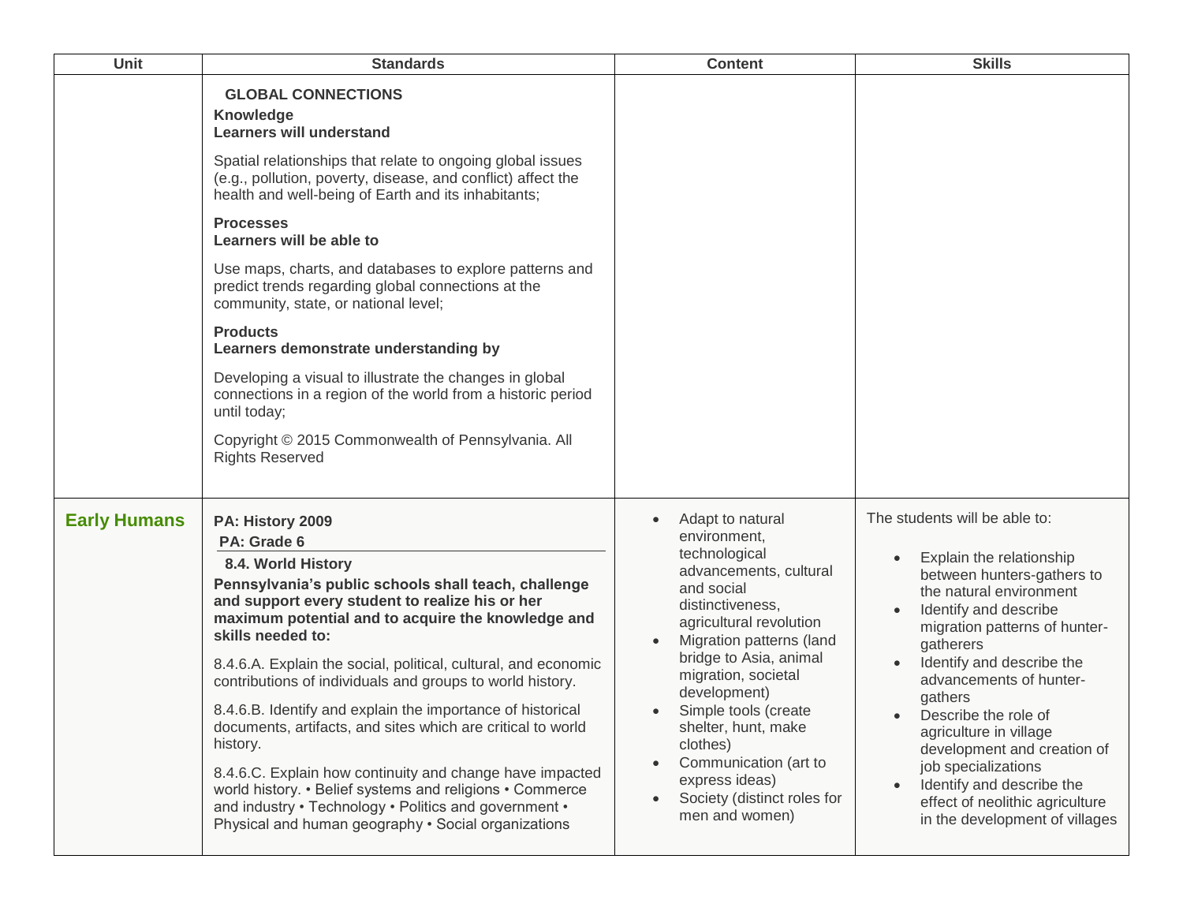| Unit | Standards | Content | Skills |
|---|---|---|---|
| | **GLOBAL CONNECTIONS**<br>**Knowledge**<br>**Learners will understand**<br><br>Spatial relationships that relate to ongoing global issues (e.g., pollution, poverty, disease, and conflict) affect the health and well-being of Earth and its inhabitants;<br><br>**Processes**<br>**Learners will be able to**<br><br>Use maps, charts, and databases to explore patterns and predict trends regarding global connections at the community, state, or national level;<br><br>**Products**<br>**Learners demonstrate understanding by**<br><br>Developing a visual to illustrate the changes in global connections in a region of the world from a historic period until today;<br><br>Copyright © 2015 Commonwealth of Pennsylvania. All Rights Reserved | | |
| **Early Humans** | **PA: History 2009**<br>**PA: Grade 6**<br>**8.4. World History**<br>**Pennsylvania's public schools shall teach, challenge and support every student to realize his or her maximum potential and to acquire the knowledge and skills needed to:**<br><br>8.4.6.A. Explain the social, political, cultural, and economic contributions of individuals and groups to world history.<br><br>8.4.6.B. Identify and explain the importance of historical documents, artifacts, and sites which are critical to world history.<br><br>8.4.6.C. Explain how continuity and change have impacted world history. • Belief systems and religions • Commerce and industry • Technology • Politics and government • Physical and human geography • Social organizations | • Adapt to natural environment, technological advancements, cultural and social distinctiveness, agricultural revolution<br>• Migration patterns (land bridge to Asia, animal migration, societal development)<br>• Simple tools (create shelter, hunt, make clothes)<br>• Communication (art to express ideas)<br>• Society (distinct roles for men and women) | The students will be able to:<br><br>• Explain the relationship between hunters-gathers to the natural environment<br>• Identify and describe migration patterns of hunter-gatherers<br>• Identify and describe the advancements of hunter-gathers<br>• Describe the role of agriculture in village development and creation of job specializations<br>• Identify and describe the effect of neolithic agriculture in the development of villages |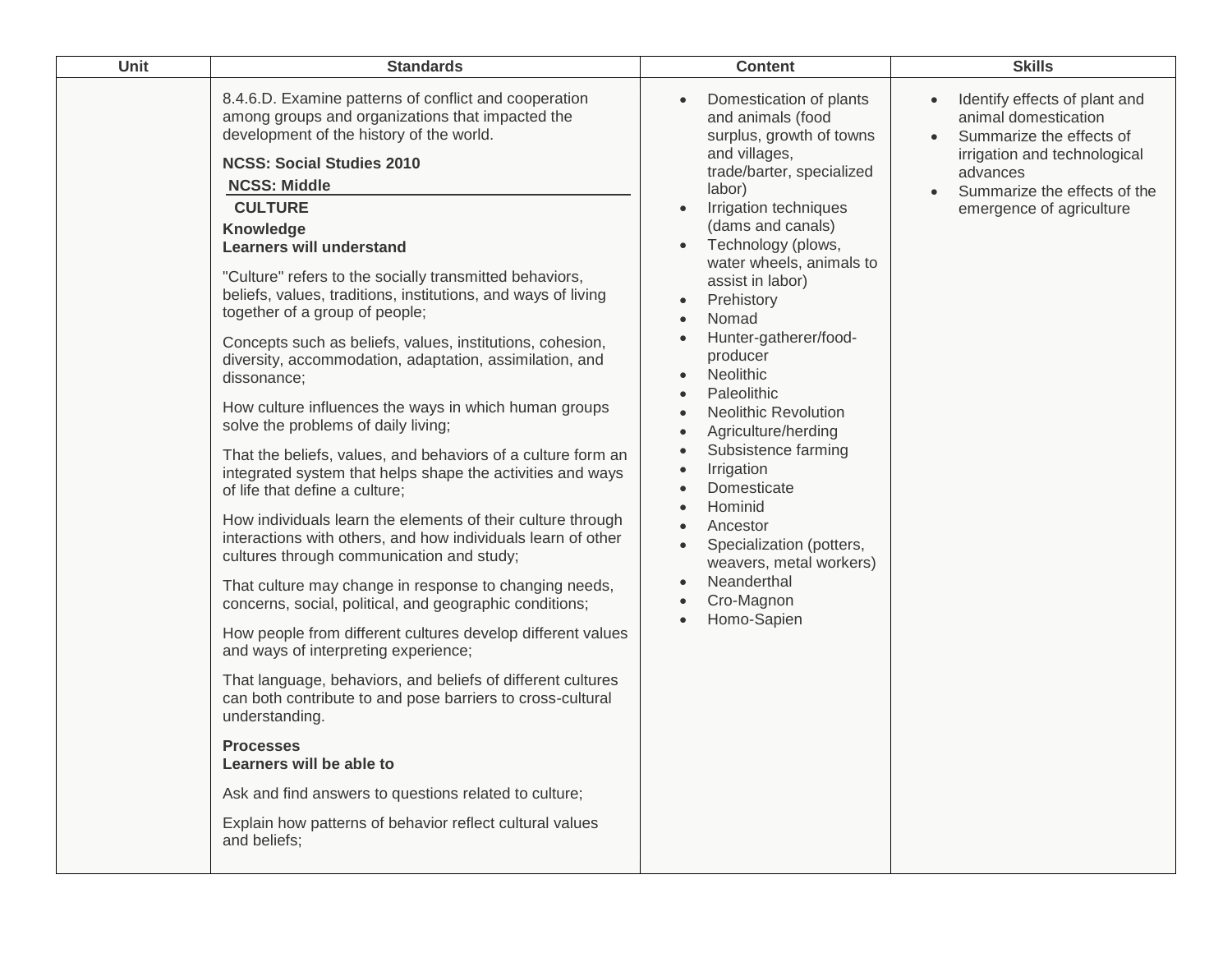| Unit | Standards | Content | Skills |
|---|---|---|---|
| | 8.4.6.D. Examine patterns of conflict and cooperation among groups and organizations that impacted the development of the history of the world.<br><br>**NCSS: Social Studies 2010**<br>**NCSS: Middle**<br>**CULTURE**<br>**Knowledge**<br>**Learners will understand**<br><br>"Culture" refers to the socially transmitted behaviors, beliefs, values, traditions, institutions, and ways of living together of a group of people;<br><br>Concepts such as beliefs, values, institutions, cohesion, diversity, accommodation, adaptation, assimilation, and dissonance;<br><br>How culture influences the ways in which human groups solve the problems of daily living;<br><br>That the beliefs, values, and behaviors of a culture form an integrated system that helps shape the activities and ways of life that define a culture;<br><br>How individuals learn the elements of their culture through interactions with others, and how individuals learn of other cultures through communication and study;<br><br>That culture may change in response to changing needs, concerns, social, political, and geographic conditions;<br><br>How people from different cultures develop different values and ways of interpreting experience;<br><br>That language, behaviors, and beliefs of different cultures can both contribute to and pose barriers to cross-cultural understanding.<br><br>**Processes**<br>**Learners will be able to**<br><br>Ask and find answers to questions related to culture;<br><br>Explain how patterns of behavior reflect cultural values and beliefs; | • Domestication of plants and animals (food surplus, growth of towns and villages, trade/barter, specialized labor)<br>• Irrigation techniques (dams and canals)<br>• Technology (plows, water wheels, animals to assist in labor)<br>• Prehistory<br>• Nomad<br>• Hunter-gatherer/food-producer<br>• Neolithic<br>• Paleolithic<br>• Neolithic Revolution<br>• Agriculture/herding<br>• Subsistence farming<br>• Irrigation<br>• Domesticate<br>• Hominid<br>• Ancestor<br>• Specialization (potters, weavers, metal workers)<br>• Neanderthal<br>• Cro-Magnon<br>• Homo-Sapien | • Identify effects of plant and animal domestication<br>• Summarize the effects of irrigation and technological advances<br>• Summarize the effects of the emergence of agriculture |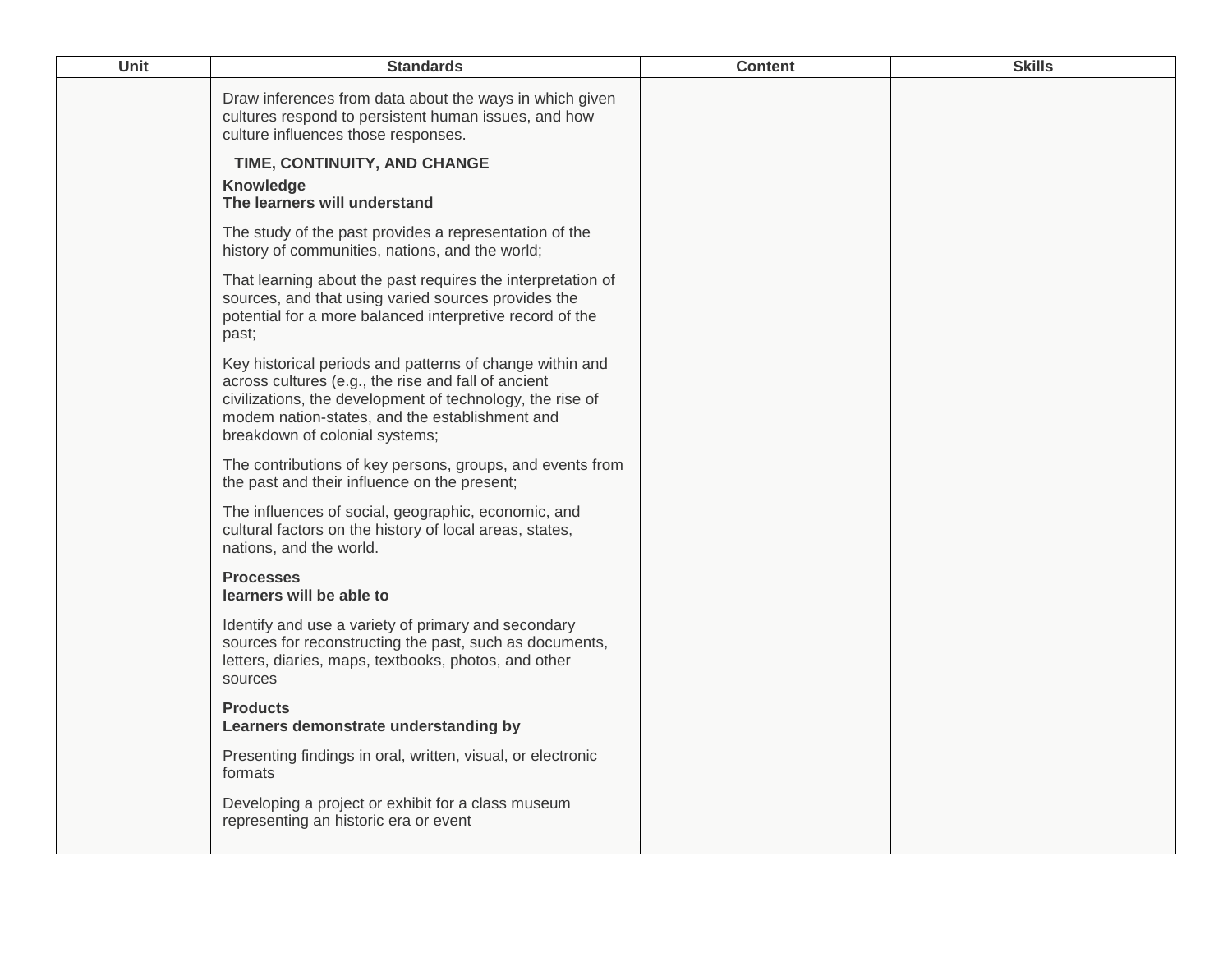| Unit | Standards | Content | Skills |
|---|---|---|---|
| | Draw inferences from data about the ways in which given cultures respond to persistent human issues, and how culture influences those responses.<br><br>**TIME, CONTINUITY, AND CHANGE**<br>**Knowledge**<br>**The learners will understand**<br><br>The study of the past provides a representation of the history of communities, nations, and the world;<br><br>That learning about the past requires the interpretation of sources, and that using varied sources provides the potential for a more balanced interpretive record of the past;<br><br>Key historical periods and patterns of change within and across cultures (e.g., the rise and fall of ancient civilizations, the development of technology, the rise of modem nation-states, and the establishment and breakdown of colonial systems;<br><br>The contributions of key persons, groups, and events from the past and their influence on the present;<br><br>The influences of social, geographic, economic, and cultural factors on the history of local areas, states, nations, and the world.<br><br>**Processes**<br>**learners will be able to**<br><br>Identify and use a variety of primary and secondary sources for reconstructing the past, such as documents, letters, diaries, maps, textbooks, photos, and other sources<br><br>**Products**<br>**Learners demonstrate understanding by**<br><br>Presenting findings in oral, written, visual, or electronic formats<br><br>Developing a project or exhibit for a class museum representing an historic era or event | | |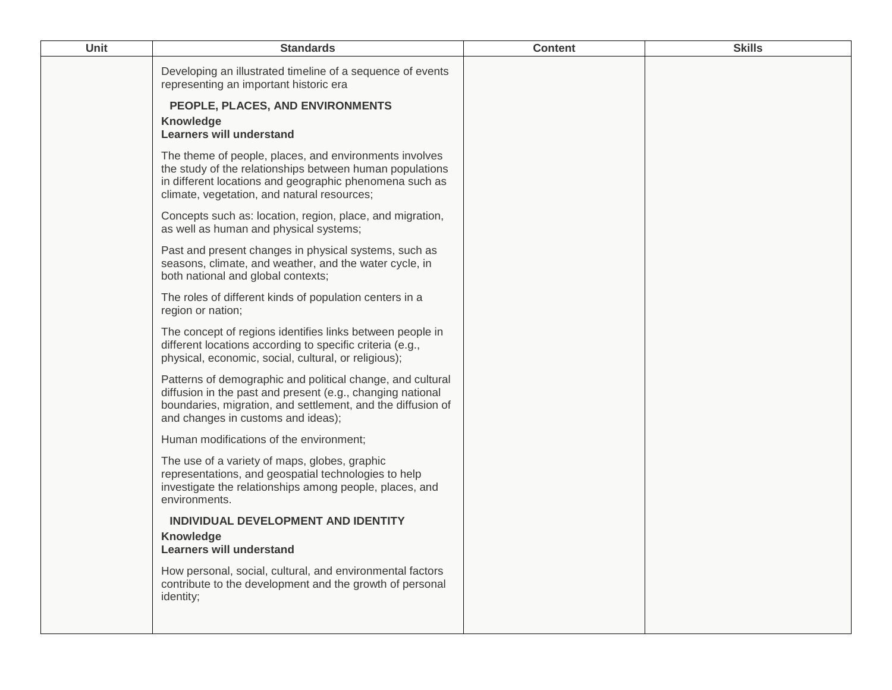| Unit | Standards | Content | Skills |
|---|---|---|---|
| | Developing an illustrated timeline of a sequence of events representing an important historic era<br><br>**PEOPLE, PLACES, AND ENVIRONMENTS**<br>**Knowledge**<br>**Learners will understand**<br><br>The theme of people, places, and environments involves the study of the relationships between human populations in different locations and geographic phenomena such as climate, vegetation, and natural resources;<br><br>Concepts such as: location, region, place, and migration, as well as human and physical systems;<br><br>Past and present changes in physical systems, such as seasons, climate, and weather, and the water cycle, in both national and global contexts;<br><br>The roles of different kinds of population centers in a region or nation;<br><br>The concept of regions identifies links between people in different locations according to specific criteria (e.g., physical, economic, social, cultural, or religious);<br><br>Patterns of demographic and political change, and cultural diffusion in the past and present (e.g., changing national boundaries, migration, and settlement, and the diffusion of and changes in customs and ideas);<br><br>Human modifications of the environment;<br><br>The use of a variety of maps, globes, graphic representations, and geospatial technologies to help investigate the relationships among people, places, and environments.<br><br>**INDIVIDUAL DEVELOPMENT AND IDENTITY**<br>**Knowledge**<br>**Learners will understand**<br><br>How personal, social, cultural, and environmental factors contribute to the development and the growth of personal identity; | | |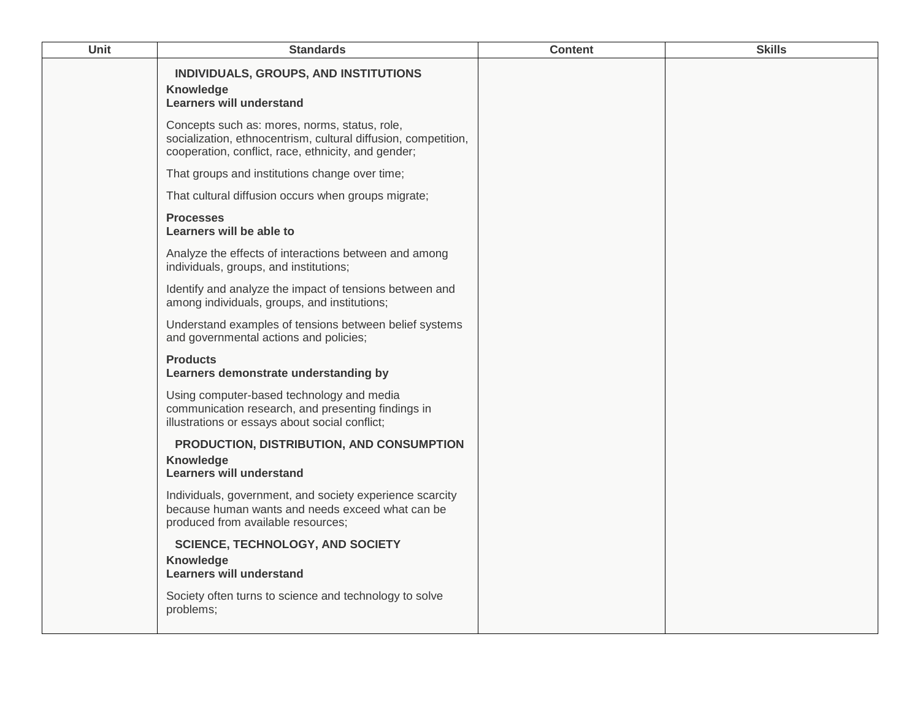| Unit | Standards | Content | Skills |
|---|---|---|---|
| | **INDIVIDUALS, GROUPS, AND INSTITUTIONS**<br>**Knowledge**<br>**Learners will understand**<br><br>Concepts such as: mores, norms, status, role, socialization, ethnocentrism, cultural diffusion, competition, cooperation, conflict, race, ethnicity, and gender;<br><br>That groups and institutions change over time;<br><br>That cultural diffusion occurs when groups migrate;<br><br>**Processes**<br>**Learners will be able to**<br><br>Analyze the effects of interactions between and among individuals, groups, and institutions;<br><br>Identify and analyze the impact of tensions between and among individuals, groups, and institutions;<br><br>Understand examples of tensions between belief systems and governmental actions and policies;<br><br>**Products**<br>**Learners demonstrate understanding by**<br><br>Using computer-based technology and media communication research, and presenting findings in illustrations or essays about social conflict;<br><br>**PRODUCTION, DISTRIBUTION, AND CONSUMPTION**<br>**Knowledge**<br>**Learners will understand**<br><br>Individuals, government, and society experience scarcity because human wants and needs exceed what can be produced from available resources;<br><br>**SCIENCE, TECHNOLOGY, AND SOCIETY**<br>**Knowledge**<br>**Learners will understand**<br><br>Society often turns to science and technology to solve problems; | | |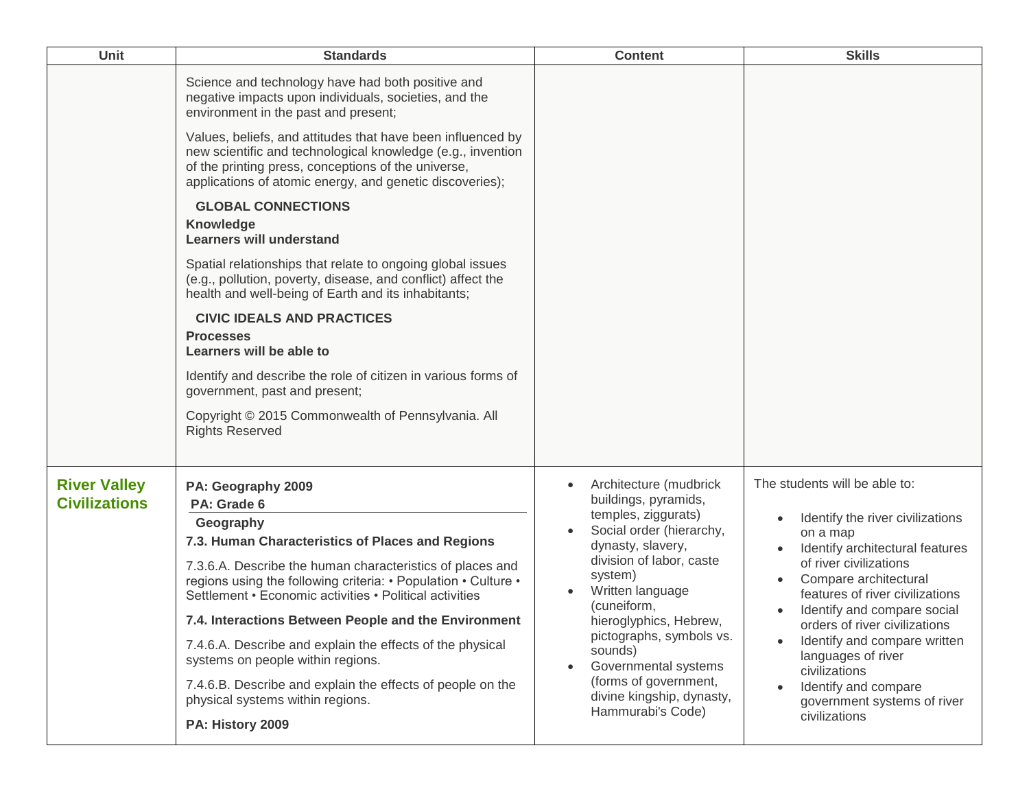| Unit | Standards | Content | Skills |
|---|---|---|---|
| | Science and technology have had both positive and negative impacts upon individuals, societies, and the environment in the past and present;<br><br>Values, beliefs, and attitudes that have been influenced by new scientific and technological knowledge (e.g., invention of the printing press, conceptions of the universe, applications of atomic energy, and genetic discoveries);<br><br>**GLOBAL CONNECTIONS**<br>**Knowledge**<br>**Learners will understand**<br><br>Spatial relationships that relate to ongoing global issues (e.g., pollution, poverty, disease, and conflict) affect the health and well-being of Earth and its inhabitants;<br><br>**CIVIC IDEALS AND PRACTICES**<br>**Processes**<br>**Learners will be able to**<br><br>Identify and describe the role of citizen in various forms of government, past and present;<br><br>Copyright © 2015 Commonwealth of Pennsylvania. All Rights Reserved | | |
| **River Valley Civilizations** | **PA: Geography 2009**<br>**PA: Grade 6**<br>**Geography**<br>**7.3. Human Characteristics of Places and Regions**<br><br>7.3.6.A. Describe the human characteristics of places and regions using the following criteria: • Population • Culture • Settlement • Economic activities • Political activities<br><br>**7.4. Interactions Between People and the Environment**<br><br>7.4.6.A. Describe and explain the effects of the physical systems on people within regions.<br><br>7.4.6.B. Describe and explain the effects of people on the physical systems within regions.<br><br>**PA: History 2009** | • Architecture (mudbrick buildings, pyramids, temples, ziggurats)<br>• Social order (hierarchy, dynasty, slavery, division of labor, caste system)<br>• Written language (cuneiform, hieroglyphics, Hebrew, pictographs, symbols vs. sounds)<br>• Governmental systems (forms of government, divine kingship, dynasty, Hammurabi's Code) | The students will be able to:<br><br>• Identify the river civilizations on a map<br>• Identify architectural features of river civilizations<br>• Compare architectural features of river civilizations<br>• Identify and compare social orders of river civilizations<br>• Identify and compare written languages of river civilizations<br>• Identify and compare government systems of river civilizations |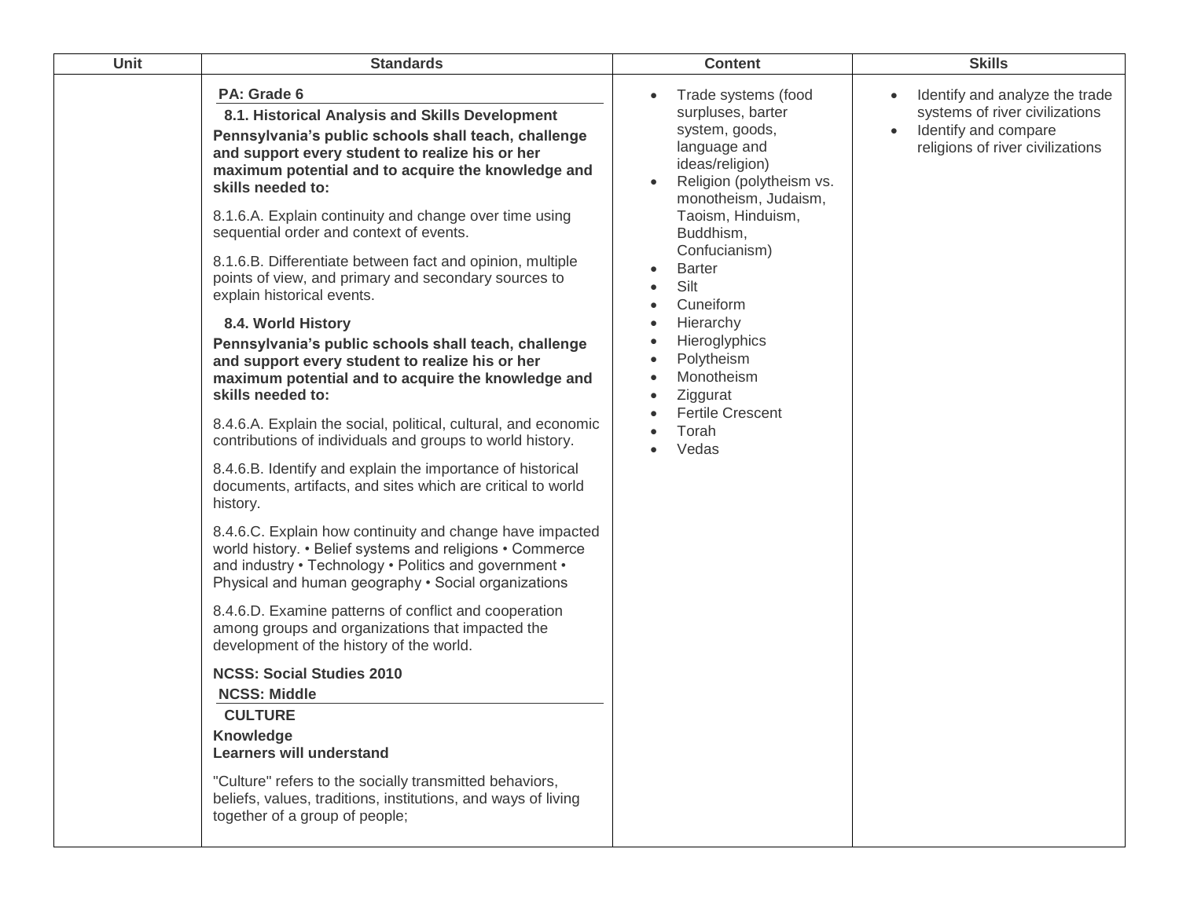| Unit | Standards | Content | Skills |
| --- | --- | --- | --- |
| | **PA: Grade 6**<br>**8.1. Historical Analysis and Skills Development**<br>**Pennsylvania's public schools shall teach, challenge and support every student to realize his or her maximum potential and to acquire the knowledge and skills needed to:**<br>8.1.6.A. Explain continuity and change over time using sequential order and context of events.<br>8.1.6.B. Differentiate between fact and opinion, multiple points of view, and primary and secondary sources to explain historical events.<br>**8.4. World History**<br>**Pennsylvania's public schools shall teach, challenge and support every student to realize his or her maximum potential and to acquire the knowledge and skills needed to:**<br>8.4.6.A. Explain the social, political, cultural, and economic contributions of individuals and groups to world history.<br>8.4.6.B. Identify and explain the importance of historical documents, artifacts, and sites which are critical to world history.<br>8.4.6.C. Explain how continuity and change have impacted world history. • Belief systems and religions • Commerce and industry • Technology • Politics and government • Physical and human geography • Social organizations<br>8.4.6.D. Examine patterns of conflict and cooperation among groups and organizations that impacted the development of the history of the world.<br>**NCSS: Social Studies 2010**<br>**NCSS: Middle**<br>**CULTURE**<br>**Knowledge**<br>**Learners will understand**<br>"Culture" refers to the socially transmitted behaviors, beliefs, values, traditions, institutions, and ways of living together of a group of people; | • Trade systems (food surpluses, barter system, goods, language and ideas/religion)<br>• Religion (polytheism vs. monotheism, Judaism, Taoism, Hinduism, Buddhism, Confucianism)<br>• Barter<br>• Silt<br>• Cuneiform<br>• Hierarchy<br>• Hieroglyphics<br>• Polytheism<br>• Monotheism<br>• Ziggurat<br>• Fertile Crescent<br>• Torah<br>• Vedas | • Identify and analyze the trade systems of river civilizations<br>• Identify and compare religions of river civilizations |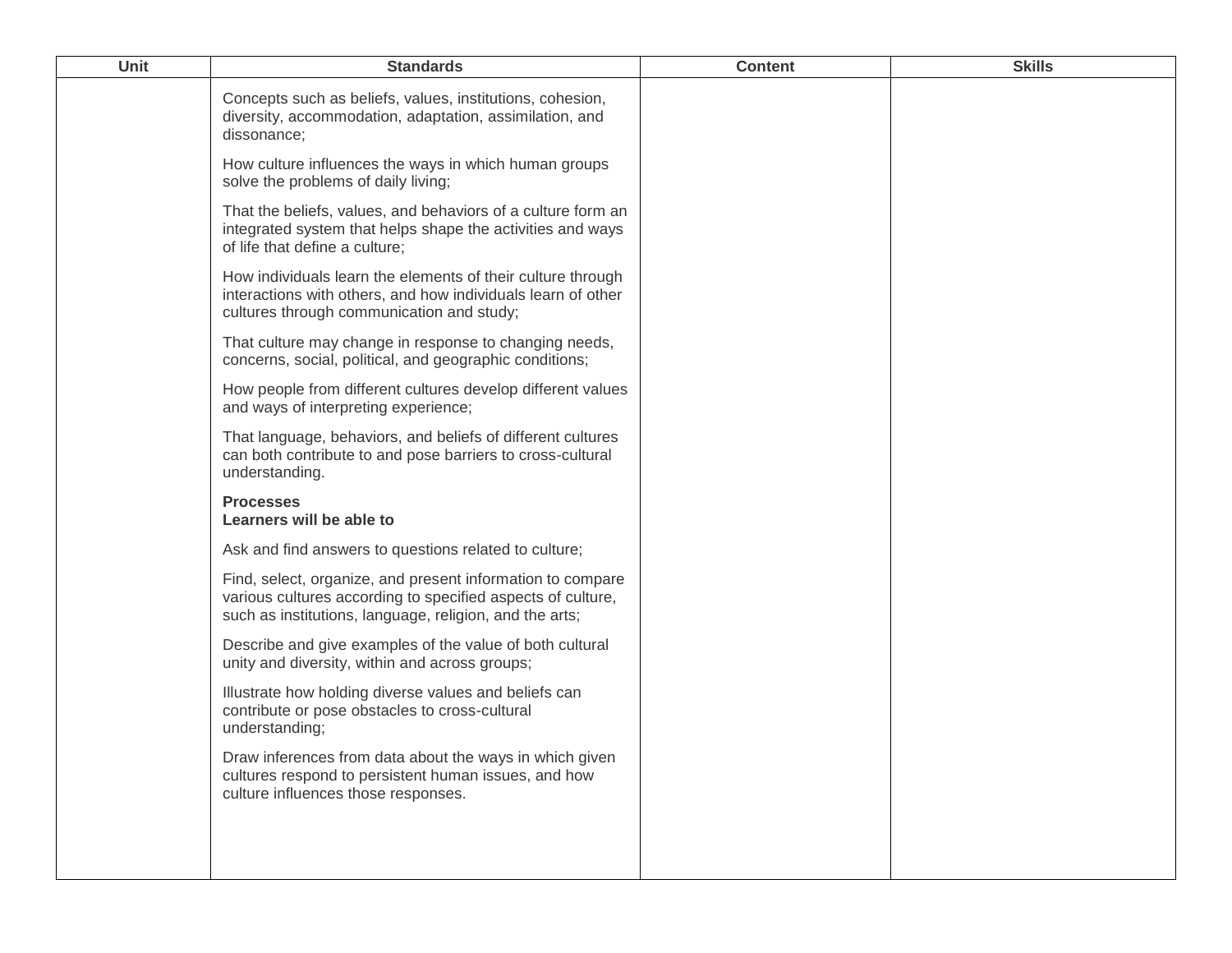| Unit | Standards | Content | Skills |
|---|---|---|---|
| | Concepts such as beliefs, values, institutions, cohesion, diversity, accommodation, adaptation, assimilation, and dissonance;<br><br>How culture influences the ways in which human groups solve the problems of daily living;<br><br>That the beliefs, values, and behaviors of a culture form an integrated system that helps shape the activities and ways of life that define a culture;<br><br>How individuals learn the elements of their culture through interactions with others, and how individuals learn of other cultures through communication and study;<br><br>That culture may change in response to changing needs, concerns, social, political, and geographic conditions;<br><br>How people from different cultures develop different values and ways of interpreting experience;<br><br>That language, behaviors, and beliefs of different cultures can both contribute to and pose barriers to cross-cultural understanding.<br><br>**Processes**<br>**Learners will be able to**<br><br>Ask and find answers to questions related to culture;<br><br>Find, select, organize, and present information to compare various cultures according to specified aspects of culture, such as institutions, language, religion, and the arts;<br><br>Describe and give examples of the value of both cultural unity and diversity, within and across groups;<br><br>Illustrate how holding diverse values and beliefs can contribute or pose obstacles to cross-cultural understanding;<br><br>Draw inferences from data about the ways in which given cultures respond to persistent human issues, and how culture influences those responses. | | |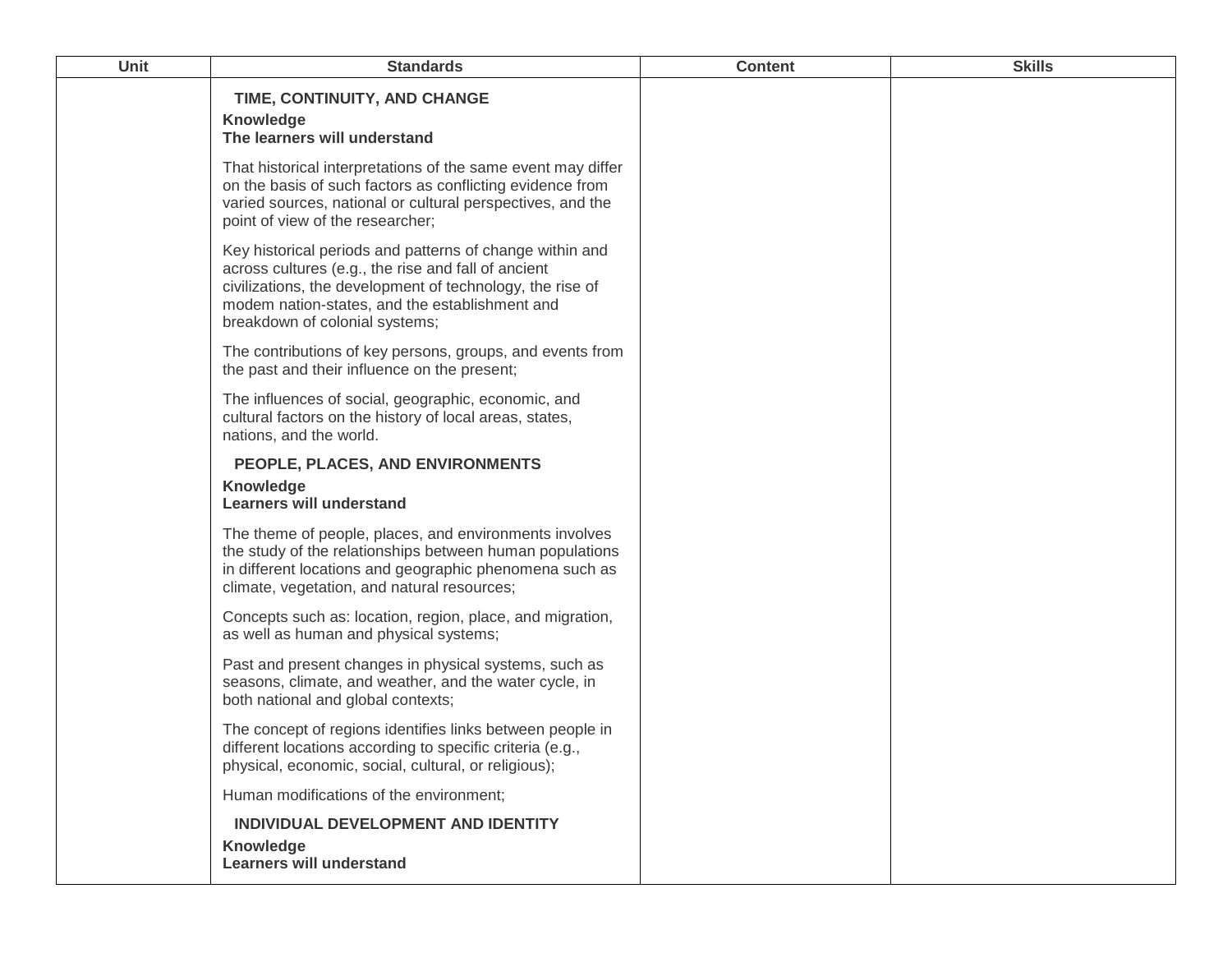| Unit | Standards | Content | Skills |
|---|---|---|---|
| | **TIME, CONTINUITY, AND CHANGE**<br>**Knowledge**<br>**The learners will understand**<br><br>That historical interpretations of the same event may differ on the basis of such factors as conflicting evidence from varied sources, national or cultural perspectives, and the point of view of the researcher;<br><br>Key historical periods and patterns of change within and across cultures (e.g., the rise and fall of ancient civilizations, the development of technology, the rise of modem nation-states, and the establishment and breakdown of colonial systems;<br><br>The contributions of key persons, groups, and events from the past and their influence on the present;<br><br>The influences of social, geographic, economic, and cultural factors on the history of local areas, states, nations, and the world.<br><br>**PEOPLE, PLACES, AND ENVIRONMENTS**<br>**Knowledge**<br>**Learners will understand**<br><br>The theme of people, places, and environments involves the study of the relationships between human populations in different locations and geographic phenomena such as climate, vegetation, and natural resources;<br><br>Concepts such as: location, region, place, and migration, as well as human and physical systems;<br><br>Past and present changes in physical systems, such as seasons, climate, and weather, and the water cycle, in both national and global contexts;<br><br>The concept of regions identifies links between people in different locations according to specific criteria (e.g., physical, economic, social, cultural, or religious);<br><br>Human modifications of the environment;<br><br>**INDIVIDUAL DEVELOPMENT AND IDENTITY**<br>**Knowledge**<br>**Learners will understand** | | |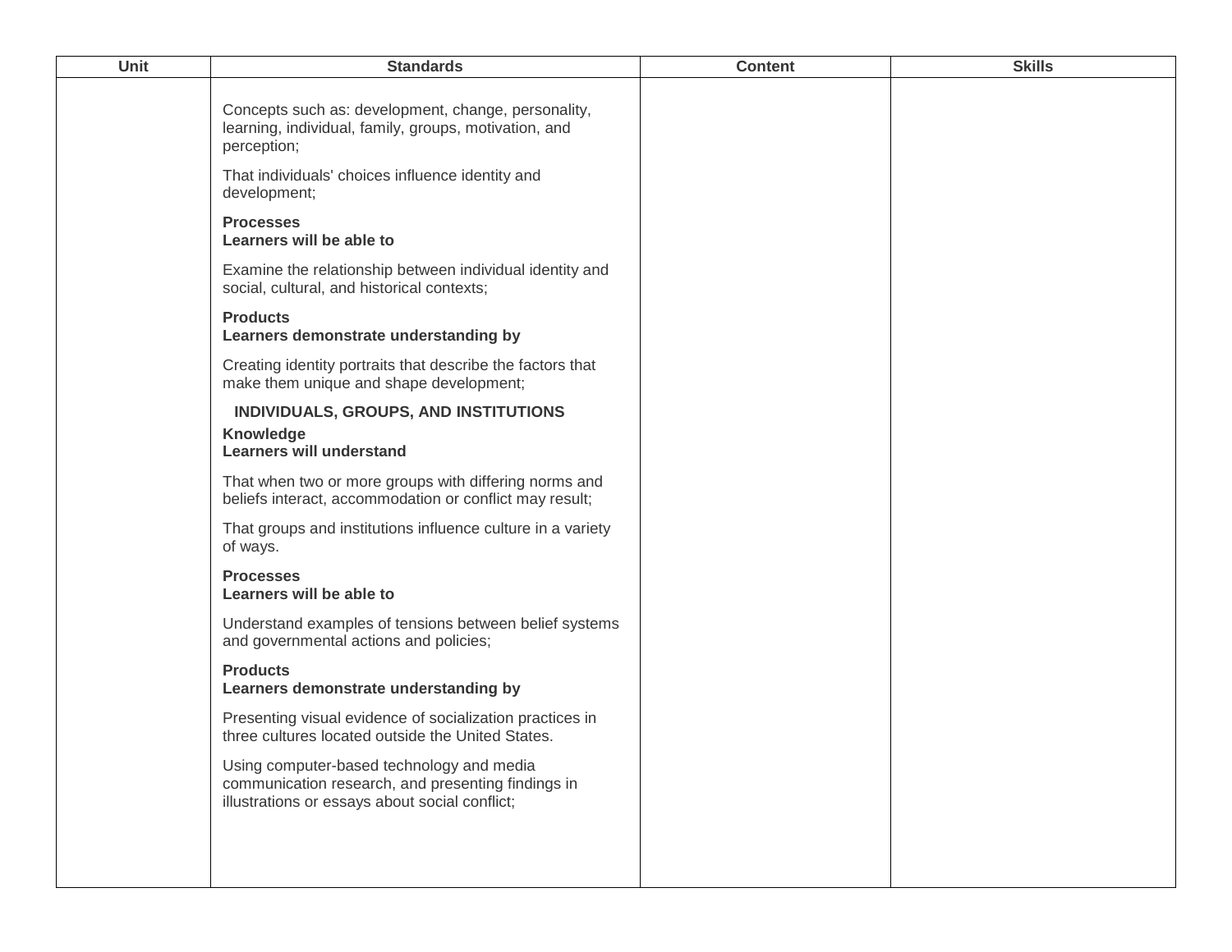| Unit | Standards | Content | Skills |
|---|---|---|---|
| | Concepts such as: development, change, personality, learning, individual, family, groups, motivation, and perception;<br><br>That individuals' choices influence identity and development;<br><br>**Processes**<br>**Learners will be able to**<br><br>Examine the relationship between individual identity and social, cultural, and historical contexts;<br><br>**Products**<br>**Learners demonstrate understanding by**<br><br>Creating identity portraits that describe the factors that make them unique and shape development;<br><br>**INDIVIDUALS, GROUPS, AND INSTITUTIONS**<br>**Knowledge**<br>**Learners will understand**<br><br>That when two or more groups with differing norms and beliefs interact, accommodation or conflict may result;<br><br>That groups and institutions influence culture in a variety of ways.<br><br>**Processes**<br>**Learners will be able to**<br><br>Understand examples of tensions between belief systems and governmental actions and policies;<br><br>**Products**<br>**Learners demonstrate understanding by**<br><br>Presenting visual evidence of socialization practices in three cultures located outside the United States.<br><br>Using computer-based technology and media communication research, and presenting findings in illustrations or essays about social conflict; | | |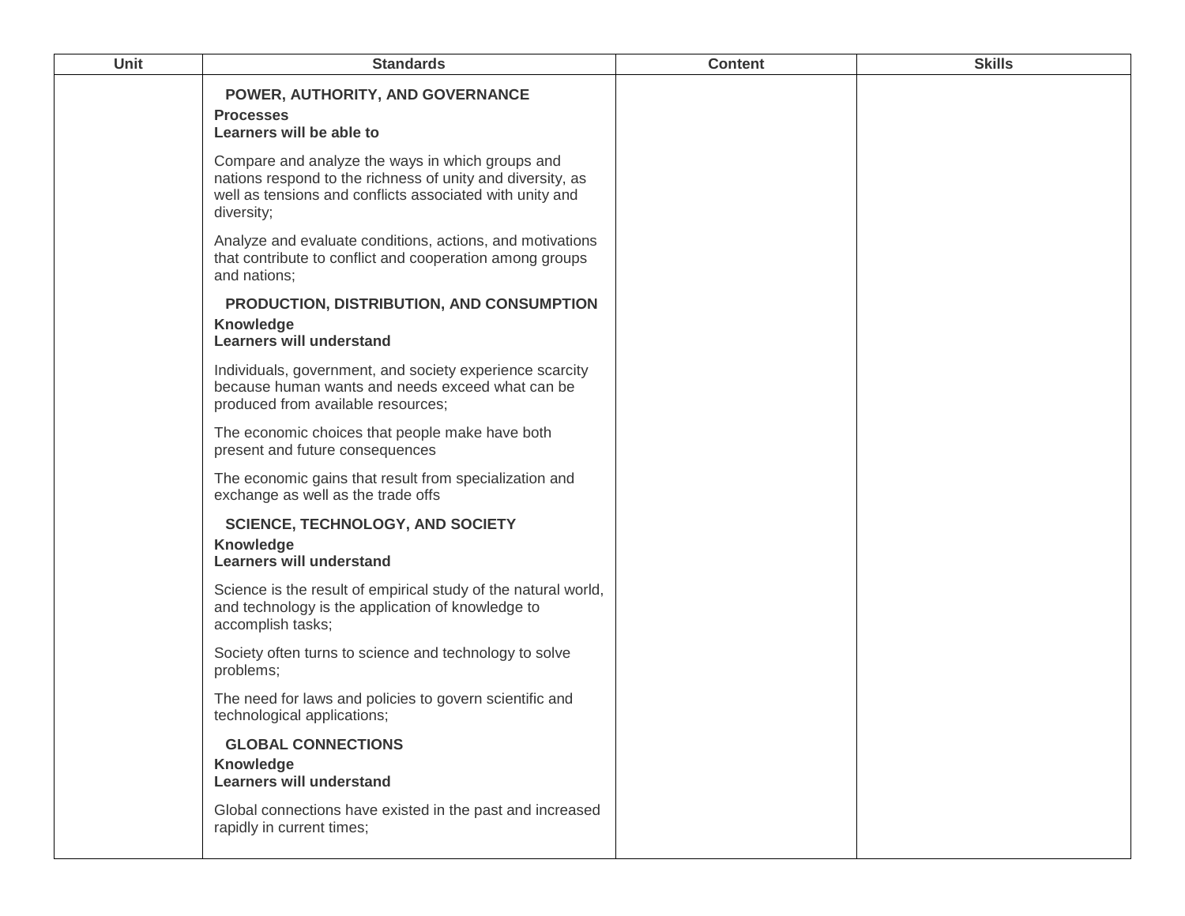| Unit | Standards | Content | Skills |
| --- | --- | --- | --- |
| | **POWER, AUTHORITY, AND GOVERNANCE**<br>**Processes**<br>**Learners will be able to**<br><br>Compare and analyze the ways in which groups and nations respond to the richness of unity and diversity, as well as tensions and conflicts associated with unity and diversity;<br><br>Analyze and evaluate conditions, actions, and motivations that contribute to conflict and cooperation among groups and nations;<br><br>**PRODUCTION, DISTRIBUTION, AND CONSUMPTION**<br>**Knowledge**<br>**Learners will understand**<br><br>Individuals, government, and society experience scarcity because human wants and needs exceed what can be produced from available resources;<br><br>The economic choices that people make have both present and future consequences<br><br>The economic gains that result from specialization and exchange as well as the trade offs<br><br>**SCIENCE, TECHNOLOGY, AND SOCIETY**<br>**Knowledge**<br>**Learners will understand**<br><br>Science is the result of empirical study of the natural world, and technology is the application of knowledge to accomplish tasks;<br><br>Society often turns to science and technology to solve problems;<br><br>The need for laws and policies to govern scientific and technological applications;<br><br>**GLOBAL CONNECTIONS**<br>**Knowledge**<br>**Learners will understand**<br><br>Global connections have existed in the past and increased rapidly in current times; | | |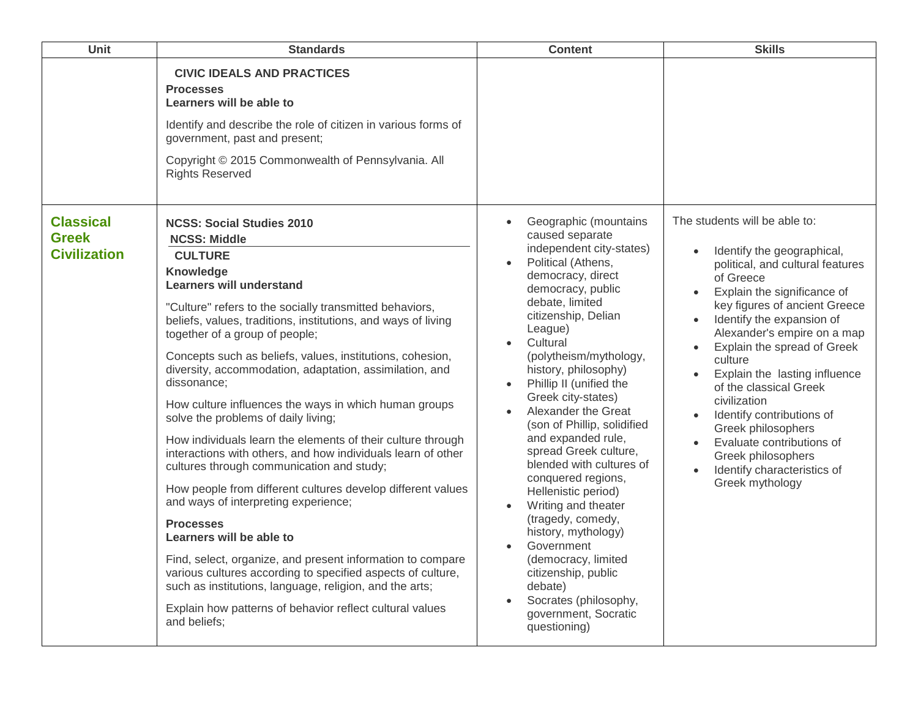| Unit | Standards | Content | Skills |
|---|---|---|---|
| | **CIVIC IDEALS AND PRACTICES**<br>**Processes**<br>**Learners will be able to**<br><br>Identify and describe the role of citizen in various forms of government, past and present;<br><br>Copyright © 2015 Commonwealth of Pennsylvania. All Rights Reserved | | |
| **Classical Greek Civilization** | **NCSS: Social Studies 2010**<br>**NCSS: Middle**<br>**CULTURE**<br>**Knowledge**<br>**Learners will understand**<br><br>"Culture" refers to the socially transmitted behaviors, beliefs, values, traditions, institutions, and ways of living together of a group of people;<br><br>Concepts such as beliefs, values, institutions, cohesion, diversity, accommodation, adaptation, assimilation, and dissonance;<br><br>How culture influences the ways in which human groups solve the problems of daily living;<br><br>How individuals learn the elements of their culture through interactions with others, and how individuals learn of other cultures through communication and study;<br><br>How people from different cultures develop different values and ways of interpreting experience;<br><br>**Processes**<br>**Learners will be able to**<br><br>Find, select, organize, and present information to compare various cultures according to specified aspects of culture, such as institutions, language, religion, and the arts;<br><br>Explain how patterns of behavior reflect cultural values and beliefs; | • Geographic (mountains caused separate independent city-states)<br>• Political (Athens, democracy, direct democracy, public debate, limited citizenship, Delian League)<br>• Cultural (polytheism/mythology, history, philosophy)<br>• Phillip II (unified the Greek city-states)<br>• Alexander the Great (son of Phillip, solidified and expanded rule, spread Greek culture, blended with cultures of conquered regions, Hellenistic period)<br>• Writing and theater (tragedy, comedy, history, mythology)<br>• Government (democracy, limited citizenship, public debate)<br>• Socrates (philosophy, government, Socratic questioning) | The students will be able to:<br><br>• Identify the geographical, political, and cultural features of Greece<br>• Explain the significance of key figures of ancient Greece<br>• Identify the expansion of Alexander's empire on a map<br>• Explain the spread of Greek culture<br>• Explain the lasting influence of the classical Greek civilization<br>• Identify contributions of Greek philosophers<br>• Evaluate contributions of Greek philosophers<br>• Identify characteristics of Greek mythology |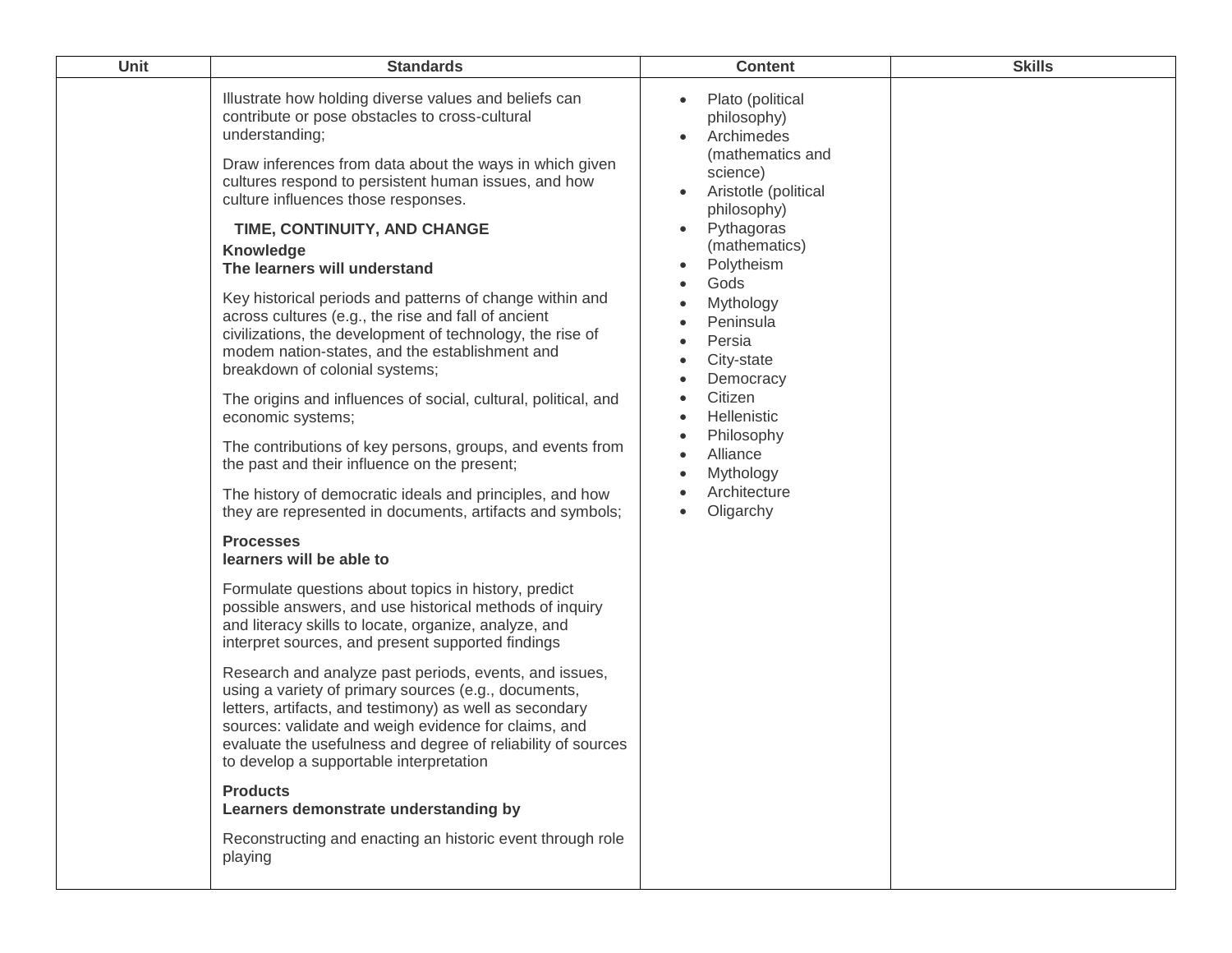| Unit | Standards | Content | Skills |
|---|---|---|---|
| | Illustrate how holding diverse values and beliefs can contribute or pose obstacles to cross-cultural understanding;<br><br>Draw inferences from data about the ways in which given cultures respond to persistent human issues, and how culture influences those responses.<br><br>**TIME, CONTINUITY, AND CHANGE**<br>**Knowledge**<br>**The learners will understand**<br><br>Key historical periods and patterns of change within and across cultures (e.g., the rise and fall of ancient civilizations, the development of technology, the rise of modem nation-states, and the establishment and breakdown of colonial systems;<br><br>The origins and influences of social, cultural, political, and economic systems;<br><br>The contributions of key persons, groups, and events from the past and their influence on the present;<br><br>The history of democratic ideals and principles, and how they are represented in documents, artifacts and symbols;<br><br>**Processes**<br>**learners will be able to**<br><br>Formulate questions about topics in history, predict possible answers, and use historical methods of inquiry and literacy skills to locate, organize, analyze, and interpret sources, and present supported findings<br><br>Research and analyze past periods, events, and issues, using a variety of primary sources (e.g., documents, letters, artifacts, and testimony) as well as secondary sources: validate and weigh evidence for claims, and evaluate the usefulness and degree of reliability of sources to develop a supportable interpretation<br><br>**Products**<br>**Learners demonstrate understanding by**<br><br>Reconstructing and enacting an historic event through role playing | • Plato (political philosophy)<br>• Archimedes (mathematics and science)<br>• Aristotle (political philosophy)<br>• Pythagoras (mathematics)<br>• Polytheism<br>• Gods<br>• Mythology<br>• Peninsula<br>• Persia<br>• City-state<br>• Democracy<br>• Citizen<br>• Hellenistic<br>• Philosophy<br>• Alliance<br>• Mythology<br>• Architecture<br>• Oligarchy | |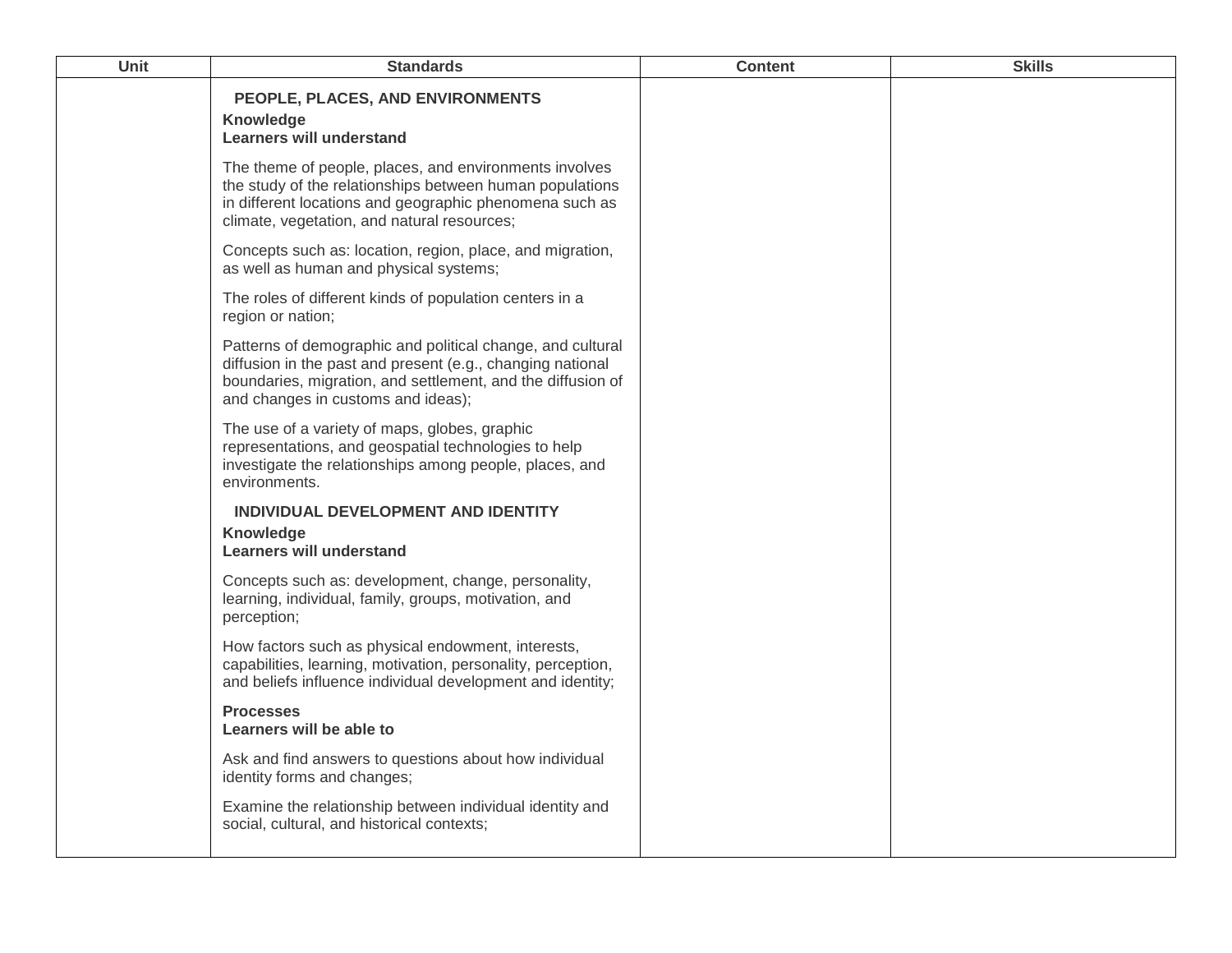| Unit | Standards | Content | Skills |
|---|---|---|---|
| | **PEOPLE, PLACES, AND ENVIRONMENTS**<br>**Knowledge**<br>**Learners will understand**<br><br>The theme of people, places, and environments involves the study of the relationships between human populations in different locations and geographic phenomena such as climate, vegetation, and natural resources;<br><br>Concepts such as: location, region, place, and migration, as well as human and physical systems;<br><br>The roles of different kinds of population centers in a region or nation;<br><br>Patterns of demographic and political change, and cultural diffusion in the past and present (e.g., changing national boundaries, migration, and settlement, and the diffusion of and changes in customs and ideas);<br><br>The use of a variety of maps, globes, graphic representations, and geospatial technologies to help investigate the relationships among people, places, and environments.<br><br>**INDIVIDUAL DEVELOPMENT AND IDENTITY**<br>**Knowledge**<br>**Learners will understand**<br><br>Concepts such as: development, change, personality, learning, individual, family, groups, motivation, and perception;<br><br>How factors such as physical endowment, interests, capabilities, learning, motivation, personality, perception, and beliefs influence individual development and identity;<br><br>**Processes**<br>**Learners will be able to**<br><br>Ask and find answers to questions about how individual identity forms and changes;<br><br>Examine the relationship between individual identity and social, cultural, and historical contexts; | | |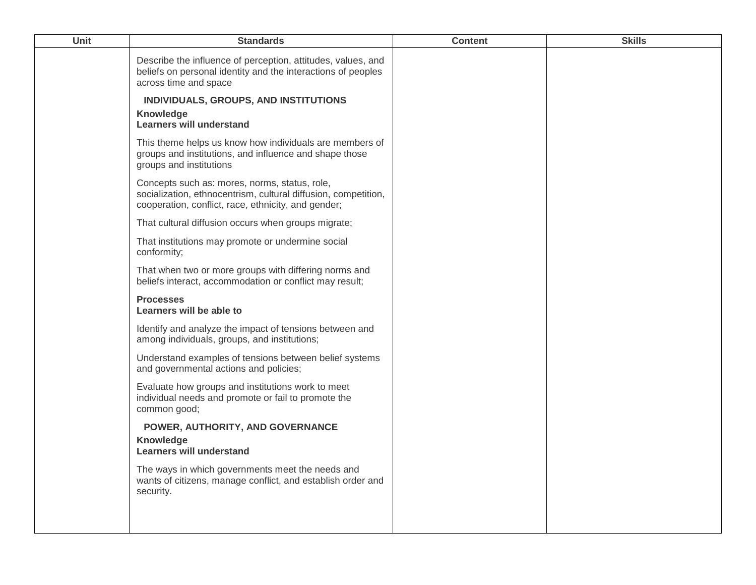| Unit | Standards | Content | Skills |
| --- | --- | --- | --- |
| | Describe the influence of perception, attitudes, values, and beliefs on personal identity and the interactions of peoples across time and space<br><br>**INDIVIDUALS, GROUPS, AND INSTITUTIONS**<br>**Knowledge**<br>**Learners will understand**<br><br>This theme helps us know how individuals are members of groups and institutions, and influence and shape those groups and institutions<br><br>Concepts such as: mores, norms, status, role, socialization, ethnocentrism, cultural diffusion, competition, cooperation, conflict, race, ethnicity, and gender;<br><br>That cultural diffusion occurs when groups migrate;<br><br>That institutions may promote or undermine social conformity;<br><br>That when two or more groups with differing norms and beliefs interact, accommodation or conflict may result;<br><br>**Processes**<br>**Learners will be able to**<br><br>Identify and analyze the impact of tensions between and among individuals, groups, and institutions;<br><br>Understand examples of tensions between belief systems and governmental actions and policies;<br><br>Evaluate how groups and institutions work to meet individual needs and promote or fail to promote the common good;<br><br>**POWER, AUTHORITY, AND GOVERNANCE**<br>**Knowledge**<br>**Learners will understand**<br><br>The ways in which governments meet the needs and wants of citizens, manage conflict, and establish order and security. | | |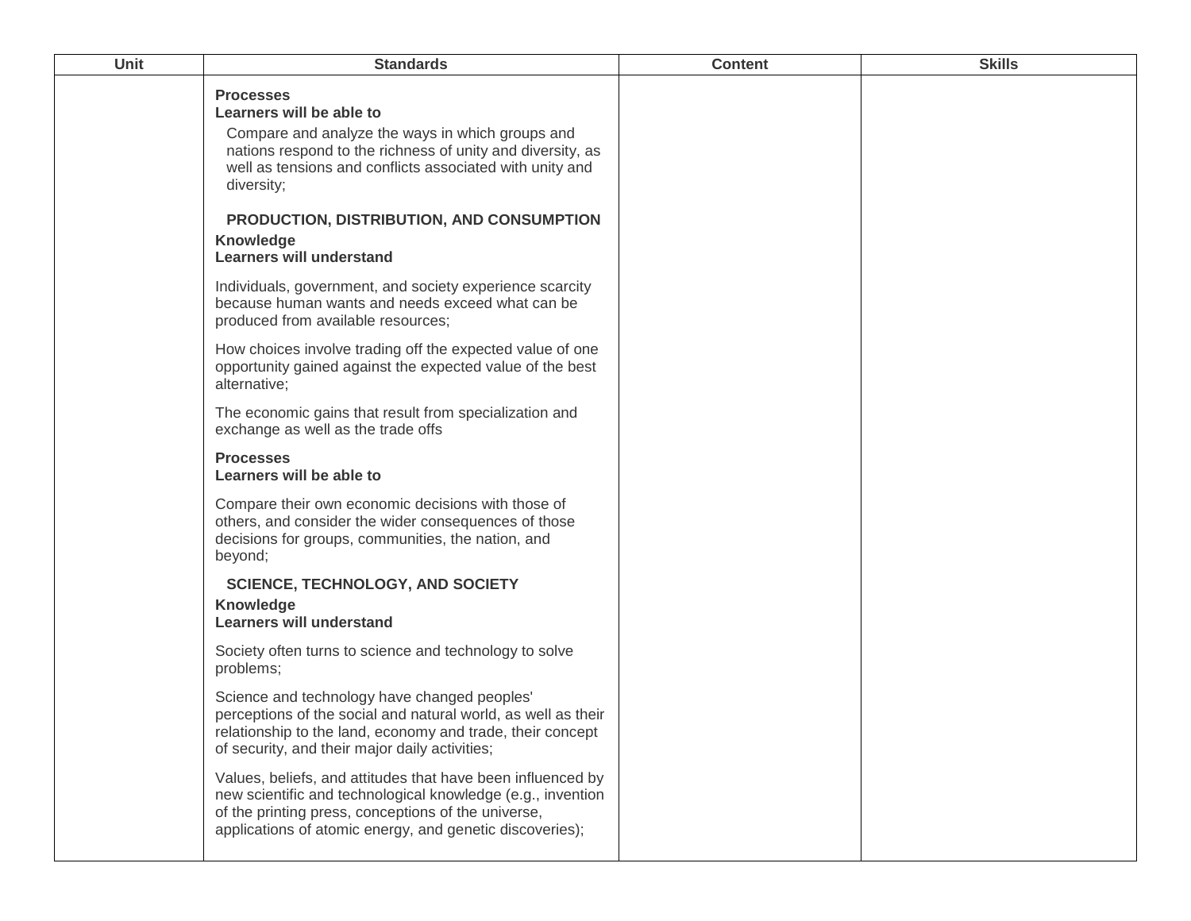| Unit | Standards | Content | Skills |
| --- | --- | --- | --- |
| | **Processes**<br>**Learners will be able to**<br>Compare and analyze the ways in which groups and nations respond to the richness of unity and diversity, as well as tensions and conflicts associated with unity and diversity;<br><br>**PRODUCTION, DISTRIBUTION, AND CONSUMPTION**<br>**Knowledge**<br>**Learners will understand**<br>Individuals, government, and society experience scarcity because human wants and needs exceed what can be produced from available resources;<br><br>How choices involve trading off the expected value of one opportunity gained against the expected value of the best alternative;<br><br>The economic gains that result from specialization and exchange as well as the trade offs<br><br>**Processes**<br>**Learners will be able to**<br>Compare their own economic decisions with those of others, and consider the wider consequences of those decisions for groups, communities, the nation, and beyond;<br><br>**SCIENCE, TECHNOLOGY, AND SOCIETY**<br>**Knowledge**<br>**Learners will understand**<br>Society often turns to science and technology to solve problems;<br><br>Science and technology have changed peoples' perceptions of the social and natural world, as well as their relationship to the land, economy and trade, their concept of security, and their major daily activities;<br><br>Values, beliefs, and attitudes that have been influenced by new scientific and technological knowledge (e.g., invention of the printing press, conceptions of the universe, applications of atomic energy, and genetic discoveries); | | |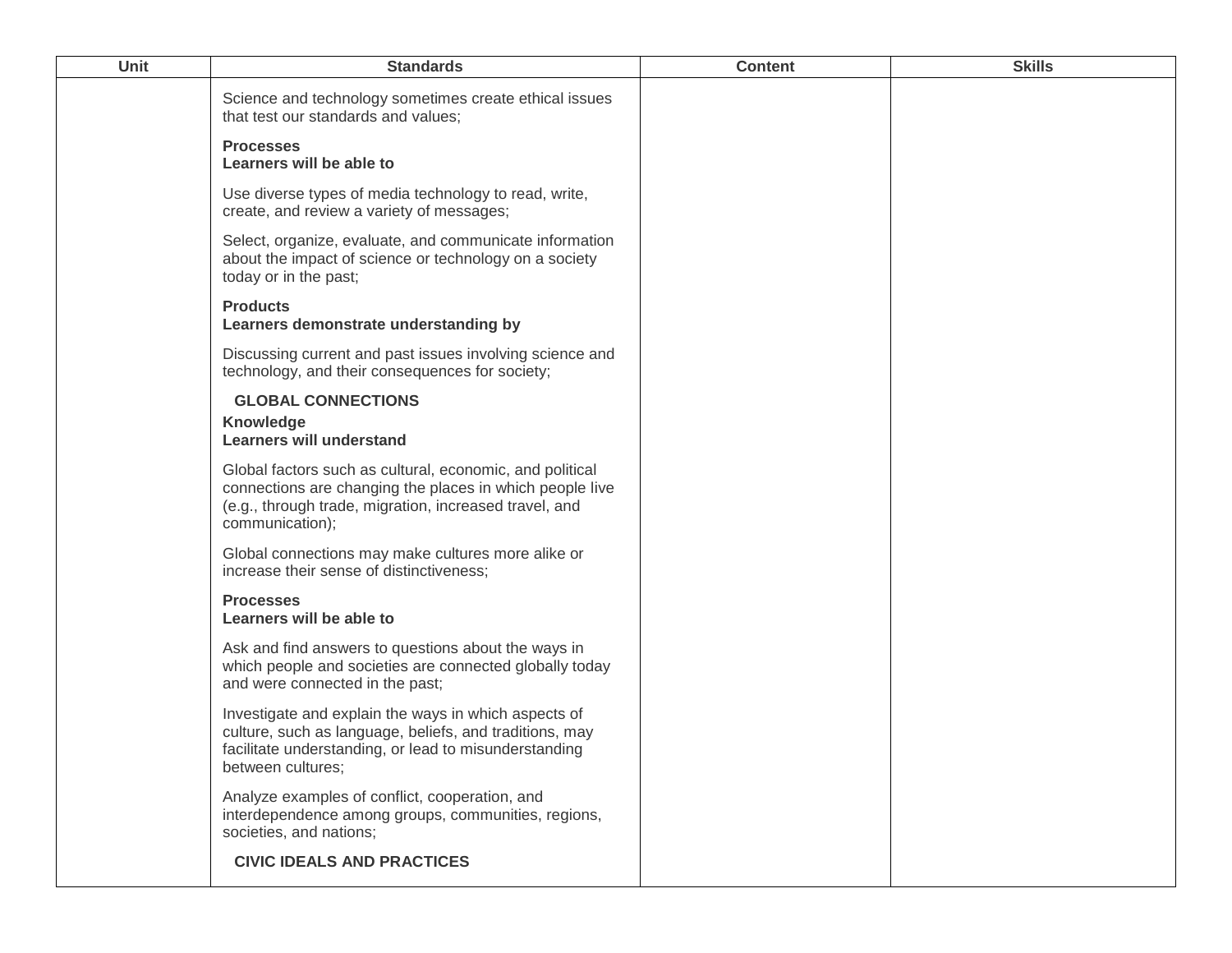| Unit | Standards | Content | Skills |
|---|---|---|---|
| | Science and technology sometimes create ethical issues that test our standards and values;<br><br>**Processes**<br>**Learners will be able to**<br><br>Use diverse types of media technology to read, write, create, and review a variety of messages;<br><br>Select, organize, evaluate, and communicate information about the impact of science or technology on a society today or in the past;<br><br>**Products**<br>**Learners demonstrate understanding by**<br><br>Discussing current and past issues involving science and technology, and their consequences for society;<br><br>**GLOBAL CONNECTIONS**<br>**Knowledge**<br>**Learners will understand**<br><br>Global factors such as cultural, economic, and political connections are changing the places in which people live (e.g., through trade, migration, increased travel, and communication);<br><br>Global connections may make cultures more alike or increase their sense of distinctiveness;<br><br>**Processes**<br>**Learners will be able to**<br><br>Ask and find answers to questions about the ways in which people and societies are connected globally today and were connected in the past;<br><br>Investigate and explain the ways in which aspects of culture, such as language, beliefs, and traditions, may facilitate understanding, or lead to misunderstanding between cultures;<br><br>Analyze examples of conflict, cooperation, and interdependence among groups, communities, regions, societies, and nations;<br><br>**CIVIC IDEALS AND PRACTICES** | | |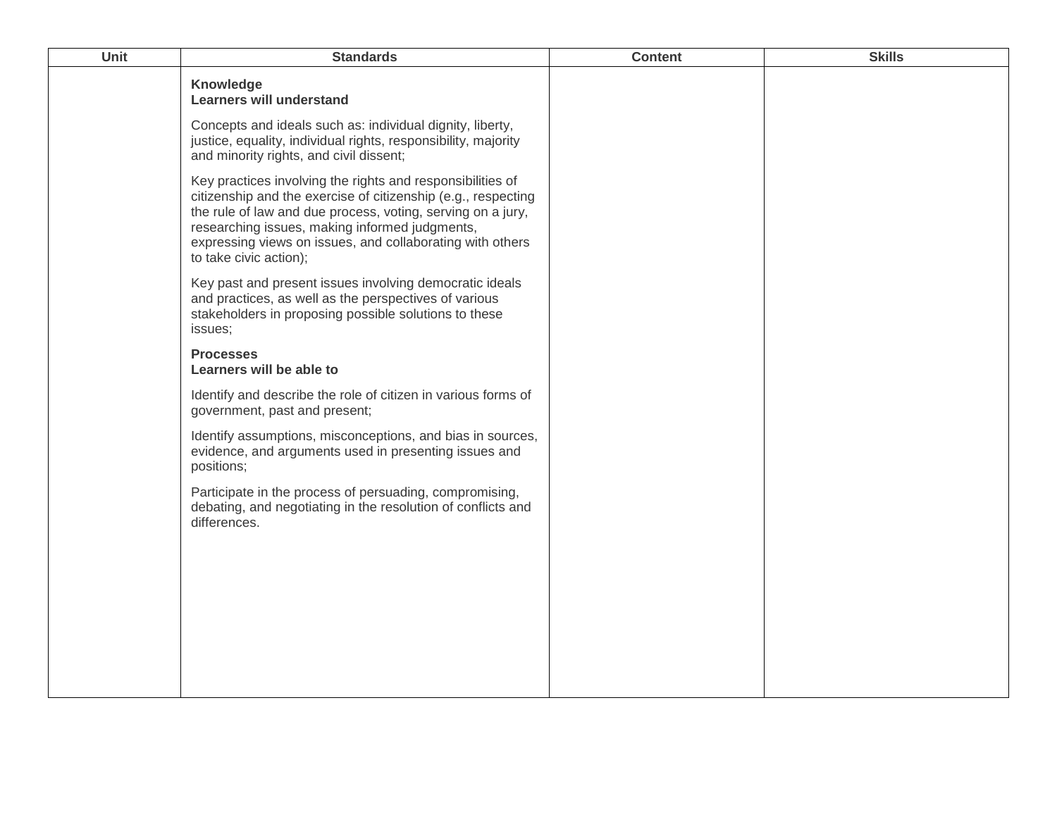| Unit | Standards | Content | Skills |
|---|---|---|---|
| | **Knowledge**<br>**Learners will understand**<br><br>Concepts and ideals such as: individual dignity, liberty, justice, equality, individual rights, responsibility, majority and minority rights, and civil dissent;<br><br>Key practices involving the rights and responsibilities of citizenship and the exercise of citizenship (e.g., respecting the rule of law and due process, voting, serving on a jury, researching issues, making informed judgments, expressing views on issues, and collaborating with others to take civic action);<br><br>Key past and present issues involving democratic ideals and practices, as well as the perspectives of various stakeholders in proposing possible solutions to these issues;<br><br>**Processes**<br>**Learners will be able to**<br><br>Identify and describe the role of citizen in various forms of government, past and present;<br><br>Identify assumptions, misconceptions, and bias in sources, evidence, and arguments used in presenting issues and positions;<br><br>Participate in the process of persuading, compromising, debating, and negotiating in the resolution of conflicts and differences. | | |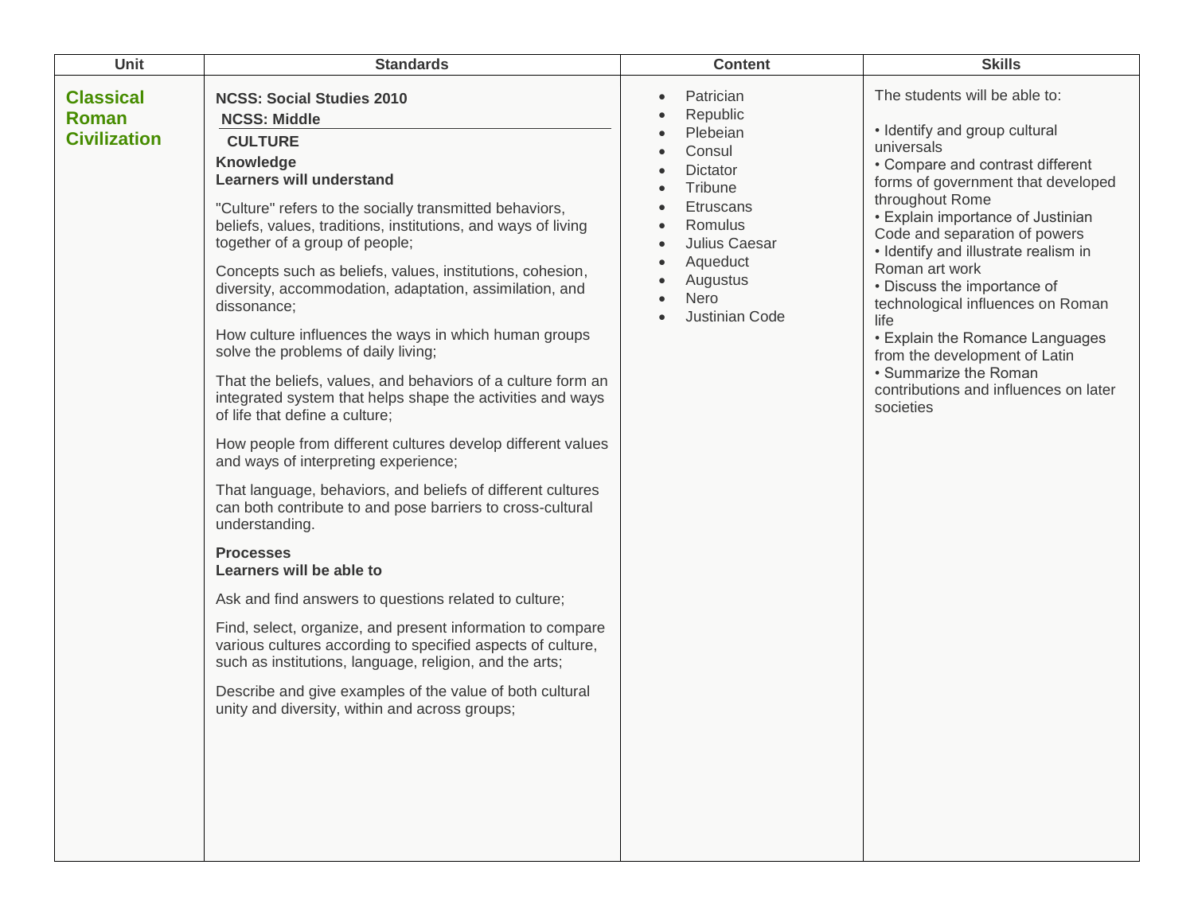| Unit | Standards | Content | Skills |
|---|---|---|---|
| **Classical Roman Civilization** | **NCSS: Social Studies 2010**<br>**NCSS: Middle**<br>**CULTURE**<br>**Knowledge**<br>**Learners will understand**<br><br>"Culture" refers to the socially transmitted behaviors, beliefs, values, traditions, institutions, and ways of living together of a group of people;<br><br>Concepts such as beliefs, values, institutions, cohesion, diversity, accommodation, adaptation, assimilation, and dissonance;<br><br>How culture influences the ways in which human groups solve the problems of daily living;<br><br>That the beliefs, values, and behaviors of a culture form an integrated system that helps shape the activities and ways of life that define a culture;<br><br>How people from different cultures develop different values and ways of interpreting experience;<br><br>That language, behaviors, and beliefs of different cultures can both contribute to and pose barriers to cross-cultural understanding.<br><br>**Processes**<br>**Learners will be able to**<br><br>Ask and find answers to questions related to culture;<br><br>Find, select, organize, and present information to compare various cultures according to specified aspects of culture, such as institutions, language, religion, and the arts;<br><br>Describe and give examples of the value of both cultural unity and diversity, within and across groups; | • Patrician<br>• Republic<br>• Plebeian<br>• Consul<br>• Dictator<br>• Tribune<br>• Etruscans<br>• Romulus<br>• Julius Caesar<br>• Aqueduct<br>• Augustus<br>• Nero<br>• Justinian Code | The students will be able to:<br><br>• Identify and group cultural universals<br>• Compare and contrast different forms of government that developed throughout Rome<br>• Explain importance of Justinian Code and separation of powers<br>• Identify and illustrate realism in Roman art work<br>• Discuss the importance of technological influences on Roman life<br>• Explain the Romance Languages from the development of Latin<br>• Summarize the Roman contributions and influences on later societies |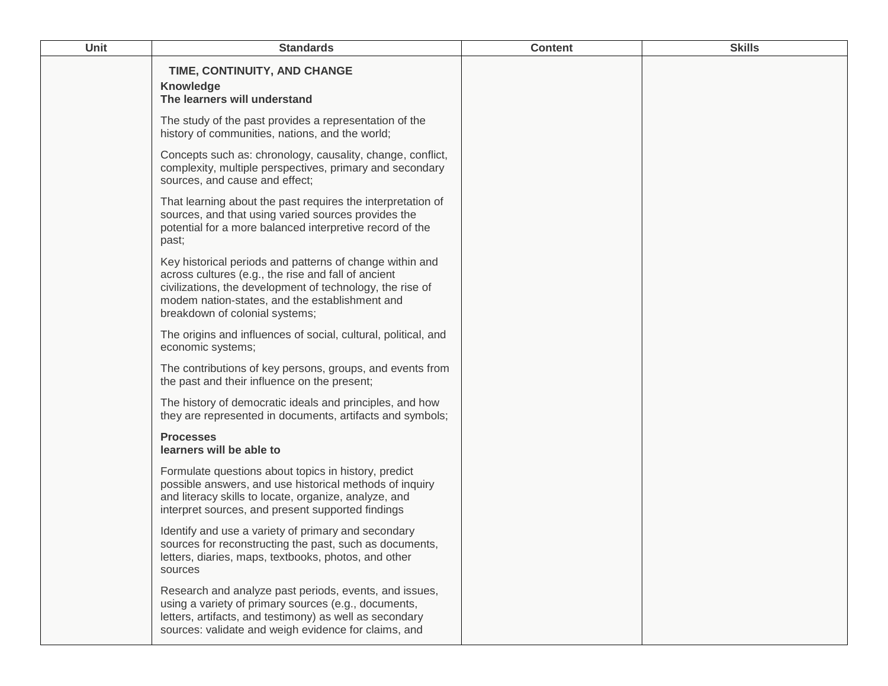| Unit | Standards | Content | Skills |
|---|---|---|---|
| | **TIME, CONTINUITY, AND CHANGE**<br>**Knowledge**<br>**The learners will understand**<br><br>The study of the past provides a representation of the history of communities, nations, and the world;<br><br>Concepts such as: chronology, causality, change, conflict, complexity, multiple perspectives, primary and secondary sources, and cause and effect;<br><br>That learning about the past requires the interpretation of sources, and that using varied sources provides the potential for a more balanced interpretive record of the past;<br><br>Key historical periods and patterns of change within and across cultures (e.g., the rise and fall of ancient civilizations, the development of technology, the rise of modem nation-states, and the establishment and breakdown of colonial systems;<br><br>The origins and influences of social, cultural, political, and economic systems;<br><br>The contributions of key persons, groups, and events from the past and their influence on the present;<br><br>The history of democratic ideals and principles, and how they are represented in documents, artifacts and symbols;<br><br>**Processes**<br>**learners will be able to**<br><br>Formulate questions about topics in history, predict possible answers, and use historical methods of inquiry and literacy skills to locate, organize, analyze, and interpret sources, and present supported findings<br><br>Identify and use a variety of primary and secondary sources for reconstructing the past, such as documents, letters, diaries, maps, textbooks, photos, and other sources<br><br>Research and analyze past periods, events, and issues, using a variety of primary sources (e.g., documents, letters, artifacts, and testimony) as well as secondary sources: validate and weigh evidence for claims, and | | |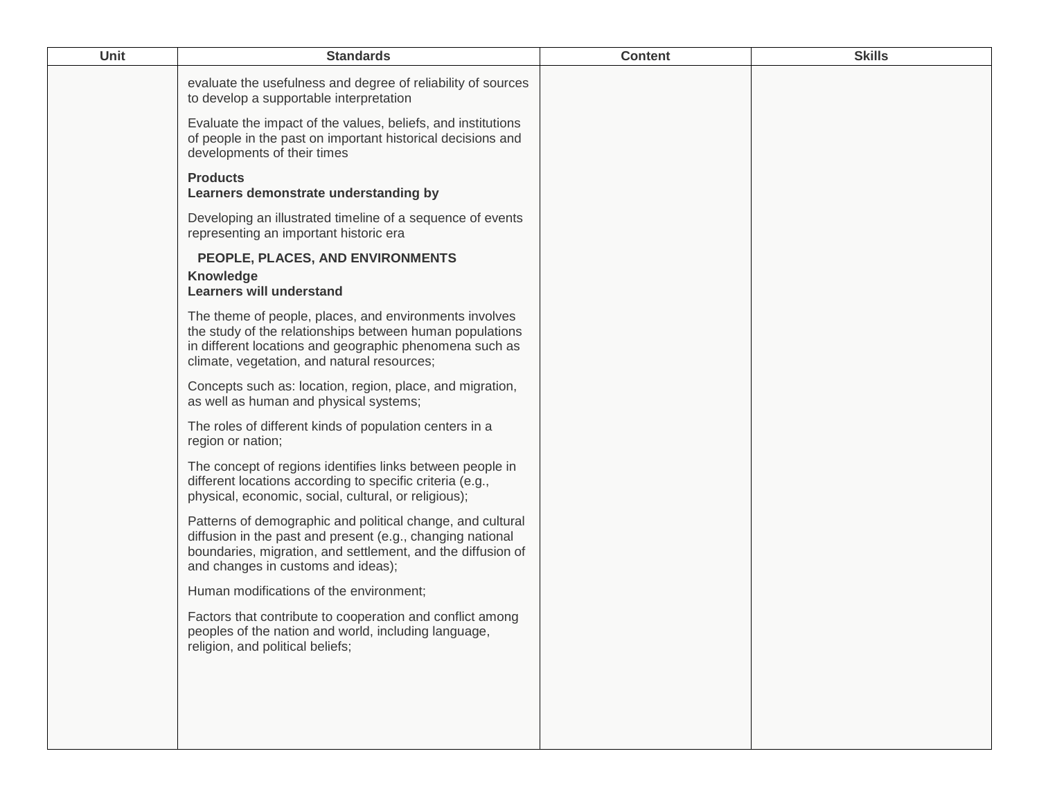| Unit | Standards | Content | Skills |
|---|---|---|---|
| | evaluate the usefulness and degree of reliability of sources to develop a supportable interpretation<br><br>Evaluate the impact of the values, beliefs, and institutions of people in the past on important historical decisions and developments of their times<br><br>**Products**<br>**Learners demonstrate understanding by**<br><br>Developing an illustrated timeline of a sequence of events representing an important historic era<br><br>**PEOPLE, PLACES, AND ENVIRONMENTS**<br>**Knowledge**<br>**Learners will understand**<br><br>The theme of people, places, and environments involves the study of the relationships between human populations in different locations and geographic phenomena such as climate, vegetation, and natural resources;<br><br>Concepts such as: location, region, place, and migration, as well as human and physical systems;<br><br>The roles of different kinds of population centers in a region or nation;<br><br>The concept of regions identifies links between people in different locations according to specific criteria (e.g., physical, economic, social, cultural, or religious);<br><br>Patterns of demographic and political change, and cultural diffusion in the past and present (e.g., changing national boundaries, migration, and settlement, and the diffusion of and changes in customs and ideas);<br><br>Human modifications of the environment;<br><br>Factors that contribute to cooperation and conflict among peoples of the nation and world, including language, religion, and political beliefs; | | |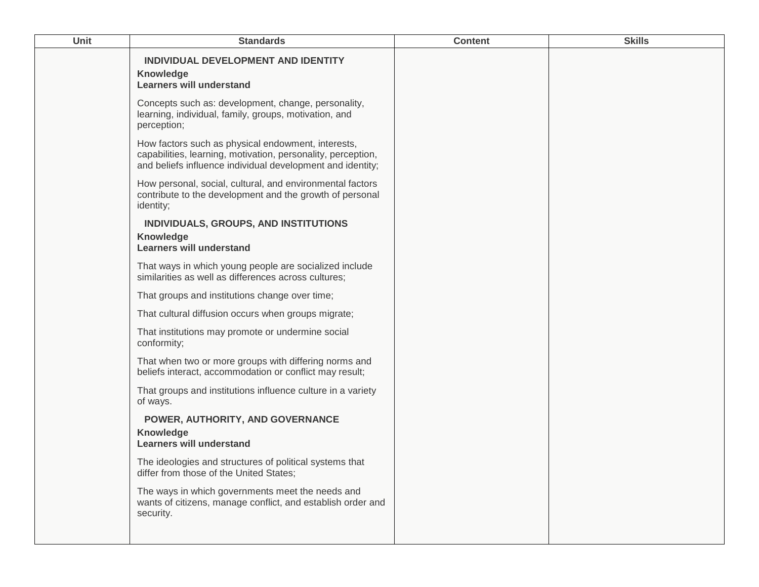| Unit | Standards | Content | Skills |
| --- | --- | --- | --- |
| | **INDIVIDUAL DEVELOPMENT AND IDENTITY**<br>**Knowledge**<br>**Learners will understand**<br><br>Concepts such as: development, change, personality, learning, individual, family, groups, motivation, and perception;<br><br>How factors such as physical endowment, interests, capabilities, learning, motivation, personality, perception, and beliefs influence individual development and identity;<br><br>How personal, social, cultural, and environmental factors contribute to the development and the growth of personal identity;<br><br>**INDIVIDUALS, GROUPS, AND INSTITUTIONS**<br>**Knowledge**<br>**Learners will understand**<br><br>That ways in which young people are socialized include similarities as well as differences across cultures;<br><br>That groups and institutions change over time;<br><br>That cultural diffusion occurs when groups migrate;<br><br>That institutions may promote or undermine social conformity;<br><br>That when two or more groups with differing norms and beliefs interact, accommodation or conflict may result;<br><br>That groups and institutions influence culture in a variety of ways.<br><br>**POWER, AUTHORITY, AND GOVERNANCE**<br>**Knowledge**<br>**Learners will understand**<br><br>The ideologies and structures of political systems that differ from those of the United States;<br><br>The ways in which governments meet the needs and wants of citizens, manage conflict, and establish order and security. | | |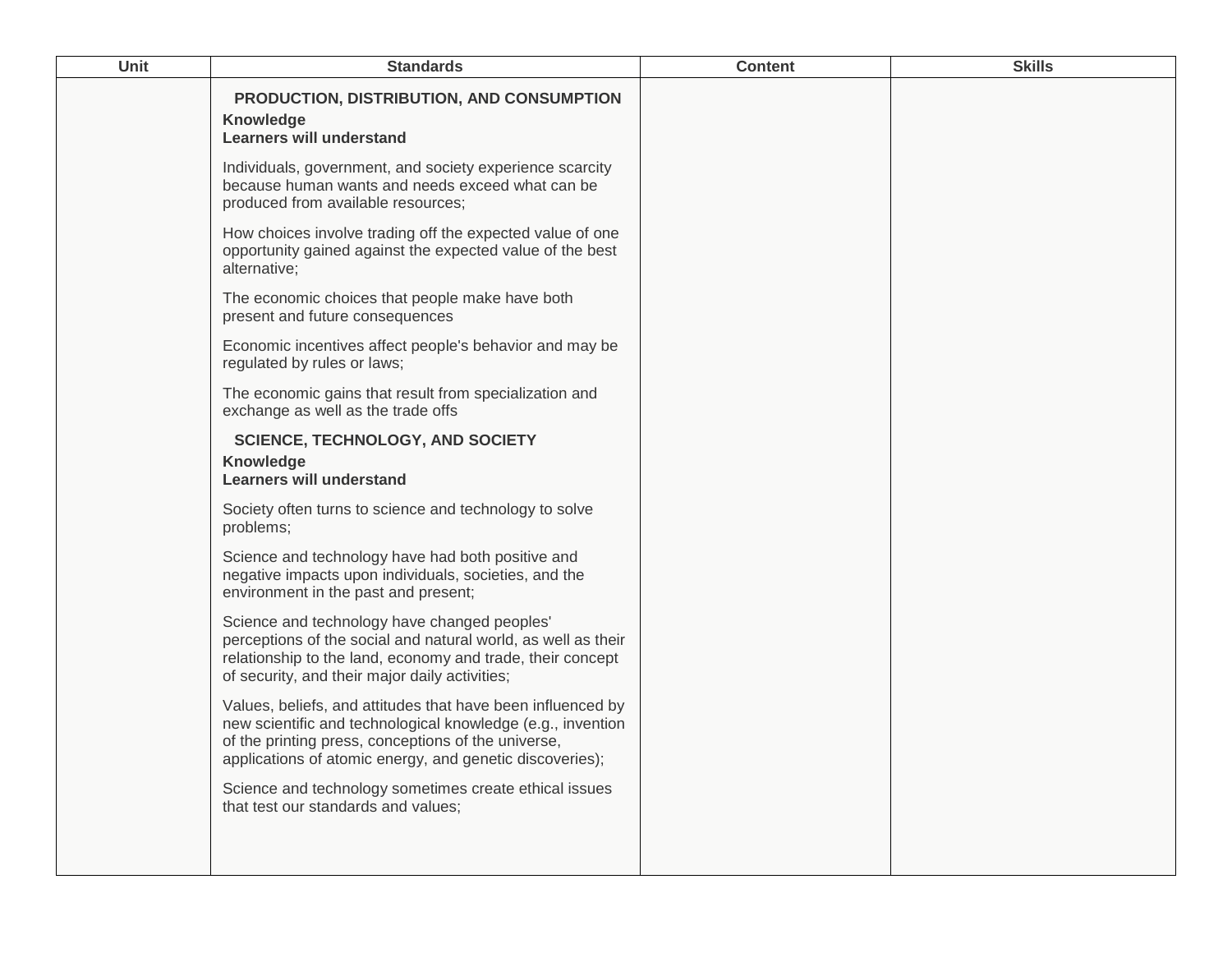| Unit | Standards | Content | Skills |
|---|---|---|---|
| | **PRODUCTION, DISTRIBUTION, AND CONSUMPTION**<br>**Knowledge**<br>**Learners will understand**<br><br>Individuals, government, and society experience scarcity because human wants and needs exceed what can be produced from available resources;<br><br>How choices involve trading off the expected value of one opportunity gained against the expected value of the best alternative;<br><br>The economic choices that people make have both present and future consequences<br><br>Economic incentives affect people's behavior and may be regulated by rules or laws;<br><br>The economic gains that result from specialization and exchange as well as the trade offs<br><br>**SCIENCE, TECHNOLOGY, AND SOCIETY**<br>**Knowledge**<br>**Learners will understand**<br><br>Society often turns to science and technology to solve problems;<br><br>Science and technology have had both positive and negative impacts upon individuals, societies, and the environment in the past and present;<br><br>Science and technology have changed peoples' perceptions of the social and natural world, as well as their relationship to the land, economy and trade, their concept of security, and their major daily activities;<br><br>Values, beliefs, and attitudes that have been influenced by new scientific and technological knowledge (e.g., invention of the printing press, conceptions of the universe, applications of atomic energy, and genetic discoveries);<br><br>Science and technology sometimes create ethical issues that test our standards and values; | | |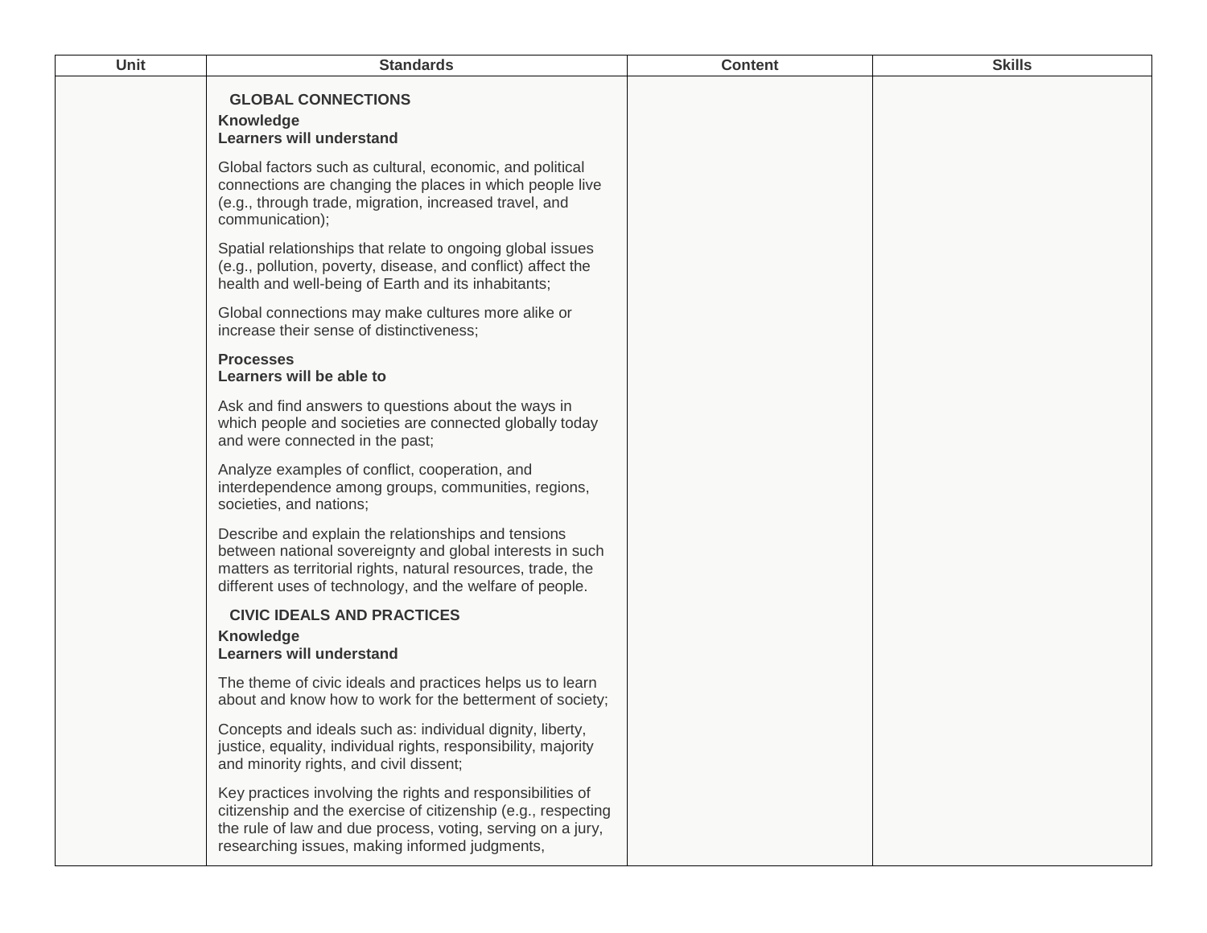| Unit | Standards | Content | Skills |
|---|---|---|---|
| | **GLOBAL CONNECTIONS**<br>**Knowledge**<br>**Learners will understand**<br><br>Global factors such as cultural, economic, and political connections are changing the places in which people live (e.g., through trade, migration, increased travel, and communication);<br><br>Spatial relationships that relate to ongoing global issues (e.g., pollution, poverty, disease, and conflict) affect the health and well-being of Earth and its inhabitants;<br><br>Global connections may make cultures more alike or increase their sense of distinctiveness;<br><br>**Processes**<br>**Learners will be able to**<br><br>Ask and find answers to questions about the ways in which people and societies are connected globally today and were connected in the past;<br><br>Analyze examples of conflict, cooperation, and interdependence among groups, communities, regions, societies, and nations;<br><br>Describe and explain the relationships and tensions between national sovereignty and global interests in such matters as territorial rights, natural resources, trade, the different uses of technology, and the welfare of people.<br><br>**CIVIC IDEALS AND PRACTICES**<br>**Knowledge**<br>**Learners will understand**<br><br>The theme of civic ideals and practices helps us to learn about and know how to work for the betterment of society;<br><br>Concepts and ideals such as: individual dignity, liberty, justice, equality, individual rights, responsibility, majority and minority rights, and civil dissent;<br><br>Key practices involving the rights and responsibilities of citizenship and the exercise of citizenship (e.g., respecting the rule of law and due process, voting, serving on a jury, researching issues, making informed judgments, | | |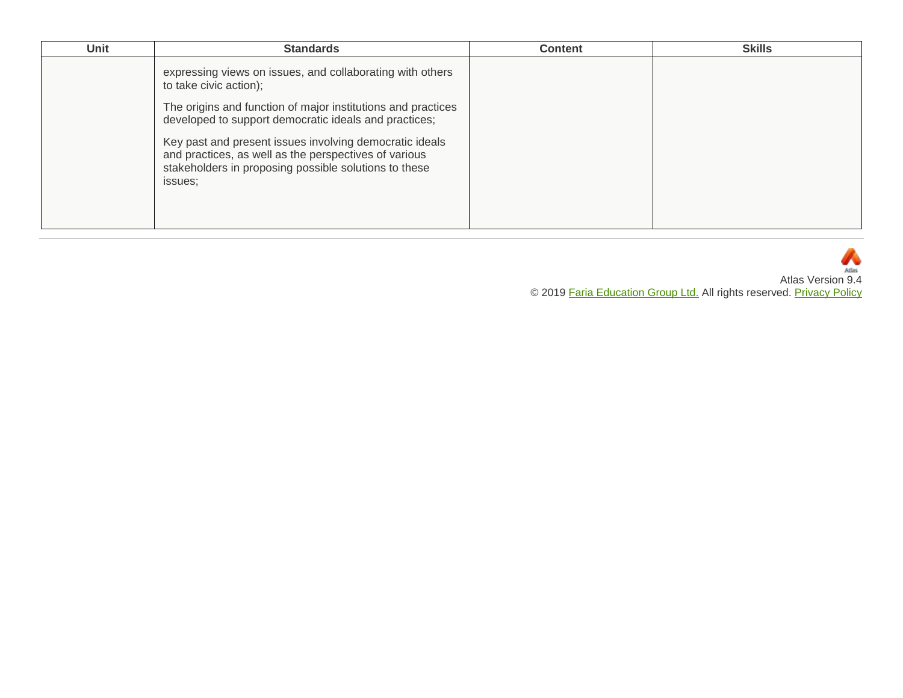| Unit | Standards | Content | Skills |
| --- | --- | --- | --- |
| | expressing views on issues, and collaborating with others to take civic action);<br><br>The origins and function of major institutions and practices developed to support democratic ideals and practices;<br><br>Key past and present issues involving democratic ideals and practices, as well as the perspectives of various stakeholders in proposing possible solutions to these issues; | | |

Atlas Version 9.4
© 2019 Faria Education Group Ltd. All rights reserved. Privacy Policy